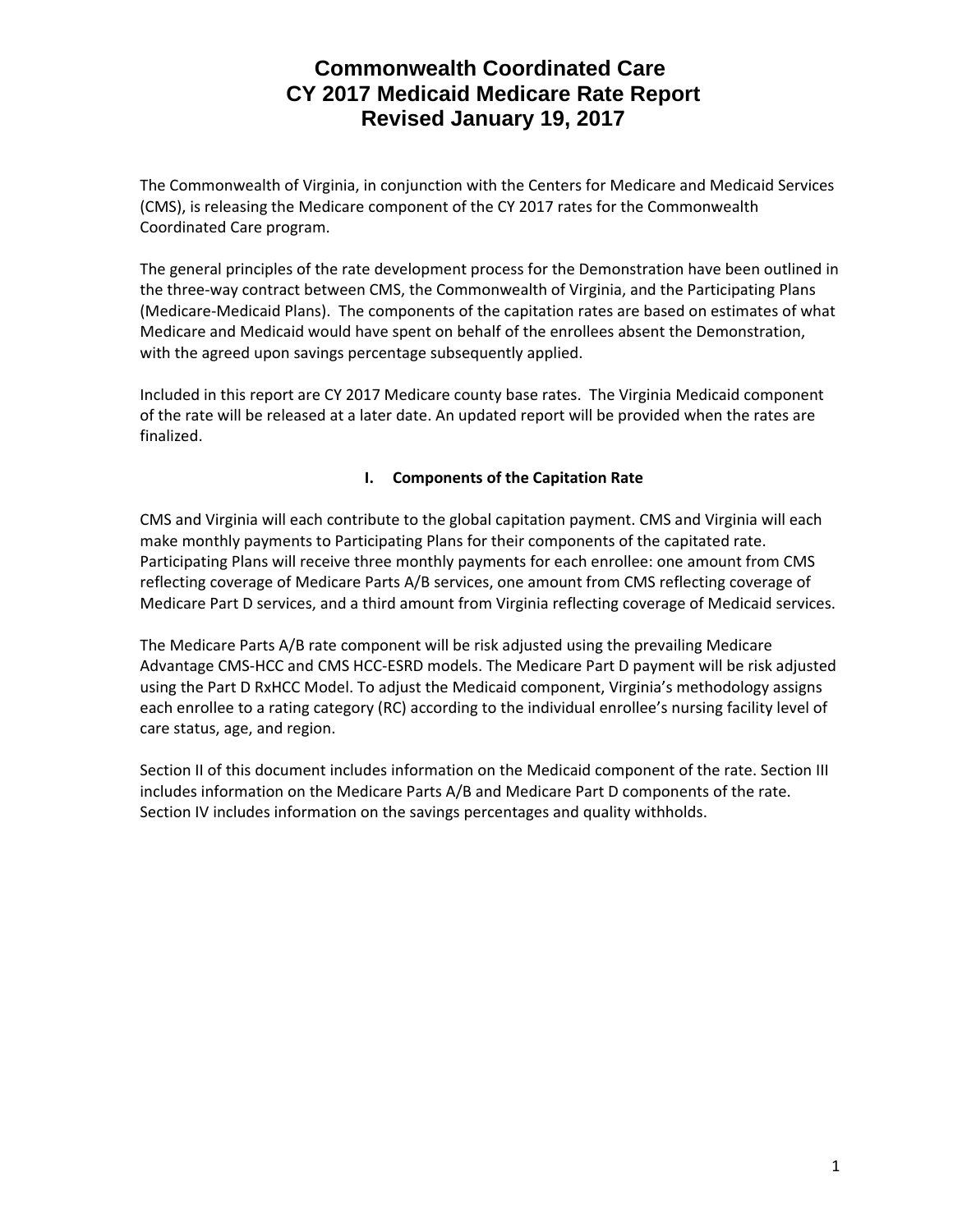# Commonwealth Coordinated Care
# CY 2017 Medicaid Medicare Rate Report
# Revised January 19, 2017

The Commonwealth of Virginia, in conjunction with the Centers for Medicare and Medicaid Services (CMS), is releasing the Medicare component of the CY 2017 rates for the Commonwealth Coordinated Care program.

The general principles of the rate development process for the Demonstration have been outlined in the three-way contract between CMS, the Commonwealth of Virginia, and the Participating Plans (Medicare-Medicaid Plans). The components of the capitation rates are based on estimates of what Medicare and Medicaid would have spent on behalf of the enrollees absent the Demonstration, with the agreed upon savings percentage subsequently applied.

Included in this report are CY 2017 Medicare county base rates. The Virginia Medicaid component of the rate will be released at a later date. An updated report will be provided when the rates are finalized.

## I. Components of the Capitation Rate

CMS and Virginia will each contribute to the global capitation payment. CMS and Virginia will each make monthly payments to Participating Plans for their components of the capitated rate. Participating Plans will receive three monthly payments for each enrollee: one amount from CMS reflecting coverage of Medicare Parts A/B services, one amount from CMS reflecting coverage of Medicare Part D services, and a third amount from Virginia reflecting coverage of Medicaid services.

The Medicare Parts A/B rate component will be risk adjusted using the prevailing Medicare Advantage CMS-HCC and CMS HCC-ESRD models. The Medicare Part D payment will be risk adjusted using the Part D RxHCC Model. To adjust the Medicaid component, Virginia's methodology assigns each enrollee to a rating category (RC) according to the individual enrollee's nursing facility level of care status, age, and region.

Section II of this document includes information on the Medicaid component of the rate. Section III includes information on the Medicare Parts A/B and Medicare Part D components of the rate. Section IV includes information on the savings percentages and quality withholds.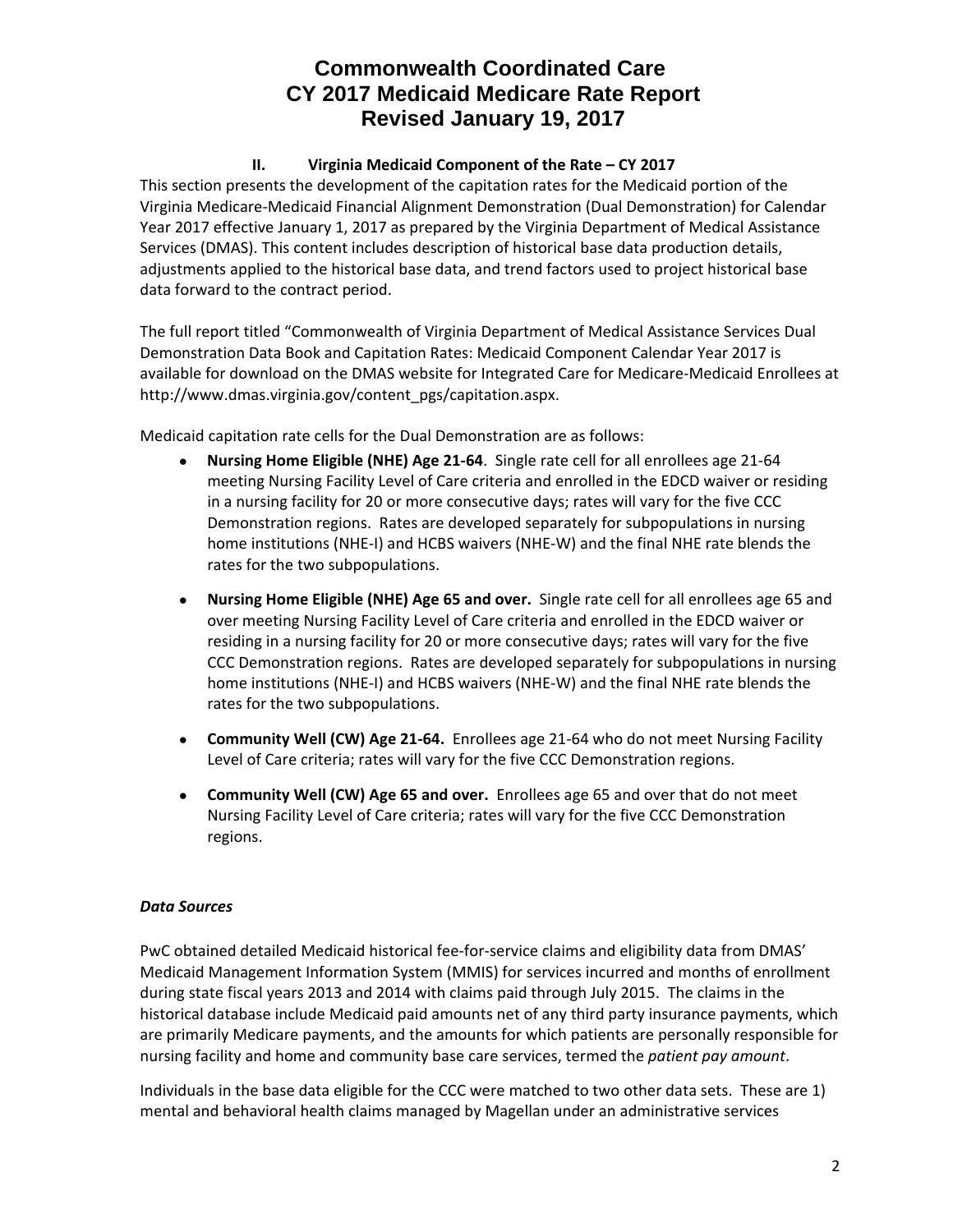# Commonwealth Coordinated Care
# CY 2017 Medicaid Medicare Rate Report
# Revised January 19, 2017

## II. Virginia Medicaid Component of the Rate – CY 2017

This section presents the development of the capitation rates for the Medicaid portion of the Virginia Medicare-Medicaid Financial Alignment Demonstration (Dual Demonstration) for Calendar Year 2017 effective January 1, 2017 as prepared by the Virginia Department of Medical Assistance Services (DMAS). This content includes description of historical base data production details, adjustments applied to the historical base data, and trend factors used to project historical base data forward to the contract period.

The full report titled "Commonwealth of Virginia Department of Medical Assistance Services Dual Demonstration Data Book and Capitation Rates: Medicaid Component Calendar Year 2017 is available for download on the DMAS website for Integrated Care for Medicare-Medicaid Enrollees at http://www.dmas.virginia.gov/content_pgs/capitation.aspx.

Medicaid capitation rate cells for the Dual Demonstration are as follows:

- **Nursing Home Eligible (NHE) Age 21-64**. Single rate cell for all enrollees age 21-64 meeting Nursing Facility Level of Care criteria and enrolled in the EDCD waiver or residing in a nursing facility for 20 or more consecutive days; rates will vary for the five CCC Demonstration regions. Rates are developed separately for subpopulations in nursing home institutions (NHE-I) and HCBS waivers (NHE-W) and the final NHE rate blends the rates for the two subpopulations.

- **Nursing Home Eligible (NHE) Age 65 and over.** Single rate cell for all enrollees age 65 and over meeting Nursing Facility Level of Care criteria and enrolled in the EDCD waiver or residing in a nursing facility for 20 or more consecutive days; rates will vary for the five CCC Demonstration regions. Rates are developed separately for subpopulations in nursing home institutions (NHE-I) and HCBS waivers (NHE-W) and the final NHE rate blends the rates for the two subpopulations.

- **Community Well (CW) Age 21-64.** Enrollees age 21-64 who do not meet Nursing Facility Level of Care criteria; rates will vary for the five CCC Demonstration regions.

- **Community Well (CW) Age 65 and over.** Enrollees age 65 and over that do not meet Nursing Facility Level of Care criteria; rates will vary for the five CCC Demonstration regions.

### *Data Sources*

PwC obtained detailed Medicaid historical fee-for-service claims and eligibility data from DMAS' Medicaid Management Information System (MMIS) for services incurred and months of enrollment during state fiscal years 2013 and 2014 with claims paid through July 2015. The claims in the historical database include Medicaid paid amounts net of any third party insurance payments, which are primarily Medicare payments, and the amounts for which patients are personally responsible for nursing facility and home and community base care services, termed the *patient pay amount*.

Individuals in the base data eligible for the CCC were matched to two other data sets. These are 1) mental and behavioral health claims managed by Magellan under an administrative services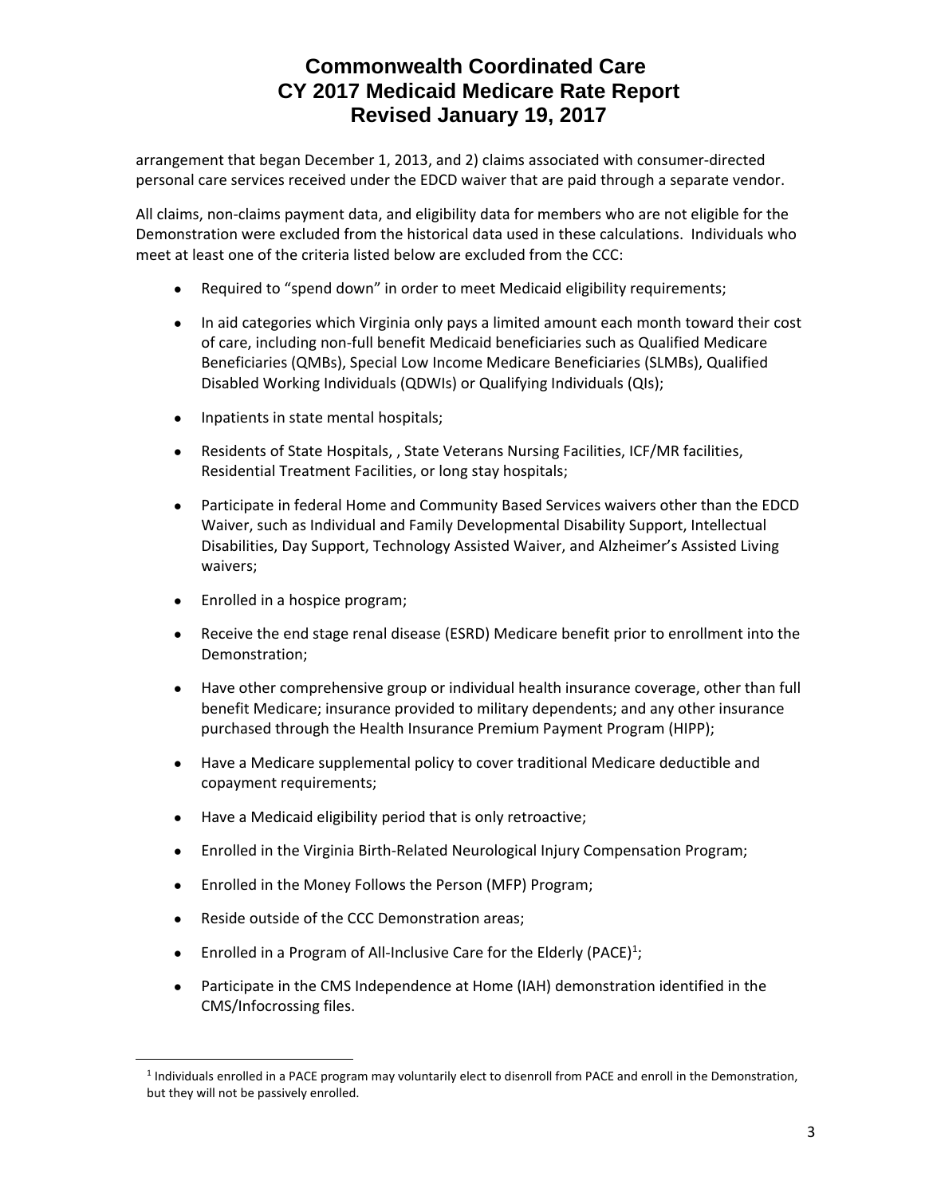arrangement that began December 1, 2013, and 2) claims associated with consumer-directed personal care services received under the EDCD waiver that are paid through a separate vendor.

All claims, non-claims payment data, and eligibility data for members who are not eligible for the Demonstration were excluded from the historical data used in these calculations. Individuals who meet at least one of the criteria listed below are excluded from the CCC:

- Required to "spend down" in order to meet Medicaid eligibility requirements;
- In aid categories which Virginia only pays a limited amount each month toward their cost of care, including non-full benefit Medicaid beneficiaries such as Qualified Medicare Beneficiaries (QMBs), Special Low Income Medicare Beneficiaries (SLMBs), Qualified Disabled Working Individuals (QDWIs) or Qualifying Individuals (QIs);
- Inpatients in state mental hospitals;
- Residents of State Hospitals, , State Veterans Nursing Facilities, ICF/MR facilities, Residential Treatment Facilities, or long stay hospitals;
- Participate in federal Home and Community Based Services waivers other than the EDCD Waiver, such as Individual and Family Developmental Disability Support, Intellectual Disabilities, Day Support, Technology Assisted Waiver, and Alzheimer's Assisted Living waivers;
- Enrolled in a hospice program;
- Receive the end stage renal disease (ESRD) Medicare benefit prior to enrollment into the Demonstration;
- Have other comprehensive group or individual health insurance coverage, other than full benefit Medicare; insurance provided to military dependents; and any other insurance purchased through the Health Insurance Premium Payment Program (HIPP);
- Have a Medicare supplemental policy to cover traditional Medicare deductible and copayment requirements;
- Have a Medicaid eligibility period that is only retroactive;
- Enrolled in the Virginia Birth-Related Neurological Injury Compensation Program;
- Enrolled in the Money Follows the Person (MFP) Program;
- Reside outside of the CCC Demonstration areas;
- Enrolled in a Program of All-Inclusive Care for the Elderly (PACE)[1];
- Participate in the CMS Independence at Home (IAH) demonstration identified in the CMS/Infocrossing files.

[1] Individuals enrolled in a PACE program may voluntarily elect to disenroll from PACE and enroll in the Demonstration, but they will not be passively enrolled.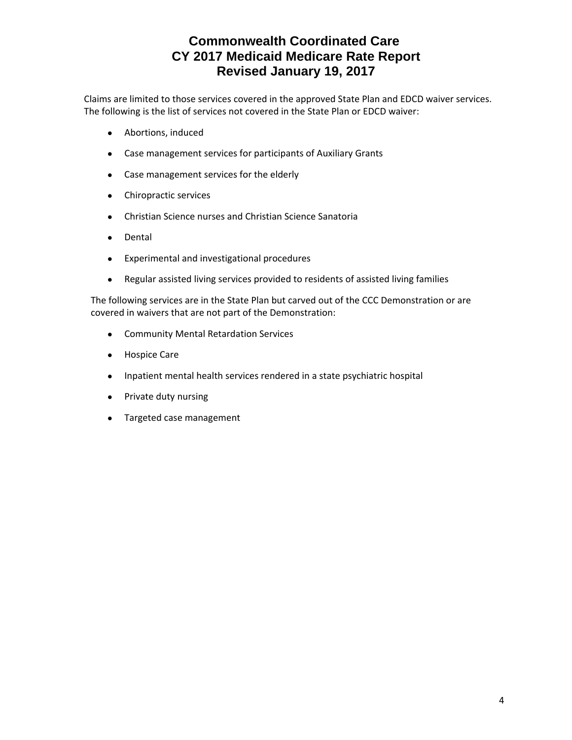# Commonwealth Coordinated Care
# CY 2017 Medicaid Medicare Rate Report
# Revised January 19, 2017

Claims are limited to those services covered in the approved State Plan and EDCD waiver services. The following is the list of services not covered in the State Plan or EDCD waiver:

- Abortions, induced
- Case management services for participants of Auxiliary Grants
- Case management services for the elderly
- Chiropractic services
- Christian Science nurses and Christian Science Sanatoria
- Dental
- Experimental and investigational procedures
- Regular assisted living services provided to residents of assisted living families

The following services are in the State Plan but carved out of the CCC Demonstration or are covered in waivers that are not part of the Demonstration:

- Community Mental Retardation Services
- Hospice Care
- Inpatient mental health services rendered in a state psychiatric hospital
- Private duty nursing
- Targeted case management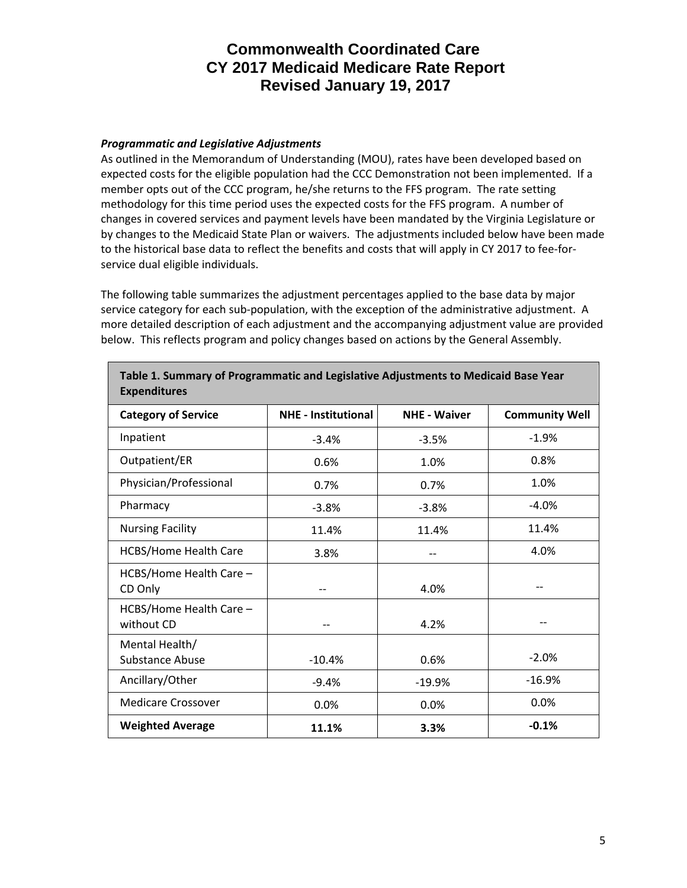# Commonwealth Coordinated Care
# CY 2017 Medicaid Medicare Rate Report
# Revised January 19, 2017

***Programmatic and Legislative Adjustments***

As outlined in the Memorandum of Understanding (MOU), rates have been developed based on expected costs for the eligible population had the CCC Demonstration not been implemented. If a member opts out of the CCC program, he/she returns to the FFS program. The rate setting methodology for this time period uses the expected costs for the FFS program. A number of changes in covered services and payment levels have been mandated by the Virginia Legislature or by changes to the Medicaid State Plan or waivers. The adjustments included below have been made to the historical base data to reflect the benefits and costs that will apply in CY 2017 to fee-for-service dual eligible individuals.

The following table summarizes the adjustment percentages applied to the base data by major service category for each sub-population, with the exception of the administrative adjustment. A more detailed description of each adjustment and the accompanying adjustment value are provided below. This reflects program and policy changes based on actions by the General Assembly.

**Table 1. Summary of Programmatic and Legislative Adjustments to Medicaid Base Year Expenditures**

| Category of Service | NHE - Institutional | NHE - Waiver | Community Well |
|---|---|---|---|
| Inpatient | -3.4% | -3.5% | -1.9% |
| Outpatient/ER | 0.6% | 1.0% | 0.8% |
| Physician/Professional | 0.7% | 0.7% | 1.0% |
| Pharmacy | -3.8% | -3.8% | -4.0% |
| Nursing Facility | 11.4% | 11.4% | 11.4% |
| HCBS/Home Health Care | 3.8% | -- | 4.0% |
| HCBS/Home Health Care – CD Only | -- | 4.0% | -- |
| HCBS/Home Health Care – without CD | -- | 4.2% | -- |
| Mental Health/ Substance Abuse | -10.4% | 0.6% | -2.0% |
| Ancillary/Other | -9.4% | -19.9% | -16.9% |
| Medicare Crossover | 0.0% | 0.0% | 0.0% |
| **Weighted Average** | **11.1%** | **3.3%** | **-0.1%** |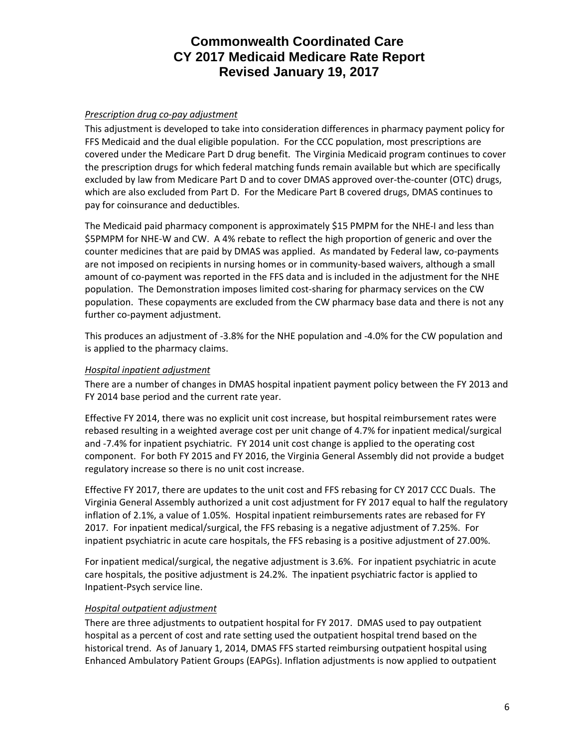*Prescription drug co-pay adjustment*

This adjustment is developed to take into consideration differences in pharmacy payment policy for FFS Medicaid and the dual eligible population. For the CCC population, most prescriptions are covered under the Medicare Part D drug benefit. The Virginia Medicaid program continues to cover the prescription drugs for which federal matching funds remain available but which are specifically excluded by law from Medicare Part D and to cover DMAS approved over-the-counter (OTC) drugs, which are also excluded from Part D. For the Medicare Part B covered drugs, DMAS continues to pay for coinsurance and deductibles.

The Medicaid paid pharmacy component is approximately $15 PMPM for the NHE-I and less than $5PMPM for NHE-W and CW. A 4% rebate to reflect the high proportion of generic and over the counter medicines that are paid by DMAS was applied. As mandated by Federal law, co-payments are not imposed on recipients in nursing homes or in community-based waivers, although a small amount of co-payment was reported in the FFS data and is included in the adjustment for the NHE population. The Demonstration imposes limited cost-sharing for pharmacy services on the CW population. These copayments are excluded from the CW pharmacy base data and there is not any further co-payment adjustment.

This produces an adjustment of -3.8% for the NHE population and -4.0% for the CW population and is applied to the pharmacy claims.

*Hospital inpatient adjustment*

There are a number of changes in DMAS hospital inpatient payment policy between the FY 2013 and FY 2014 base period and the current rate year.

Effective FY 2014, there was no explicit unit cost increase, but hospital reimbursement rates were rebased resulting in a weighted average cost per unit change of 4.7% for inpatient medical/surgical and -7.4% for inpatient psychiatric. FY 2014 unit cost change is applied to the operating cost component. For both FY 2015 and FY 2016, the Virginia General Assembly did not provide a budget regulatory increase so there is no unit cost increase.

Effective FY 2017, there are updates to the unit cost and FFS rebasing for CY 2017 CCC Duals. The Virginia General Assembly authorized a unit cost adjustment for FY 2017 equal to half the regulatory inflation of 2.1%, a value of 1.05%. Hospital inpatient reimbursements rates are rebased for FY 2017. For inpatient medical/surgical, the FFS rebasing is a negative adjustment of 7.25%. For inpatient psychiatric in acute care hospitals, the FFS rebasing is a positive adjustment of 27.00%.

For inpatient medical/surgical, the negative adjustment is 3.6%. For inpatient psychiatric in acute care hospitals, the positive adjustment is 24.2%. The inpatient psychiatric factor is applied to Inpatient-Psych service line.

*Hospital outpatient adjustment*

There are three adjustments to outpatient hospital for FY 2017. DMAS used to pay outpatient hospital as a percent of cost and rate setting used the outpatient hospital trend based on the historical trend. As of January 1, 2014, DMAS FFS started reimbursing outpatient hospital using Enhanced Ambulatory Patient Groups (EAPGs). Inflation adjustments is now applied to outpatient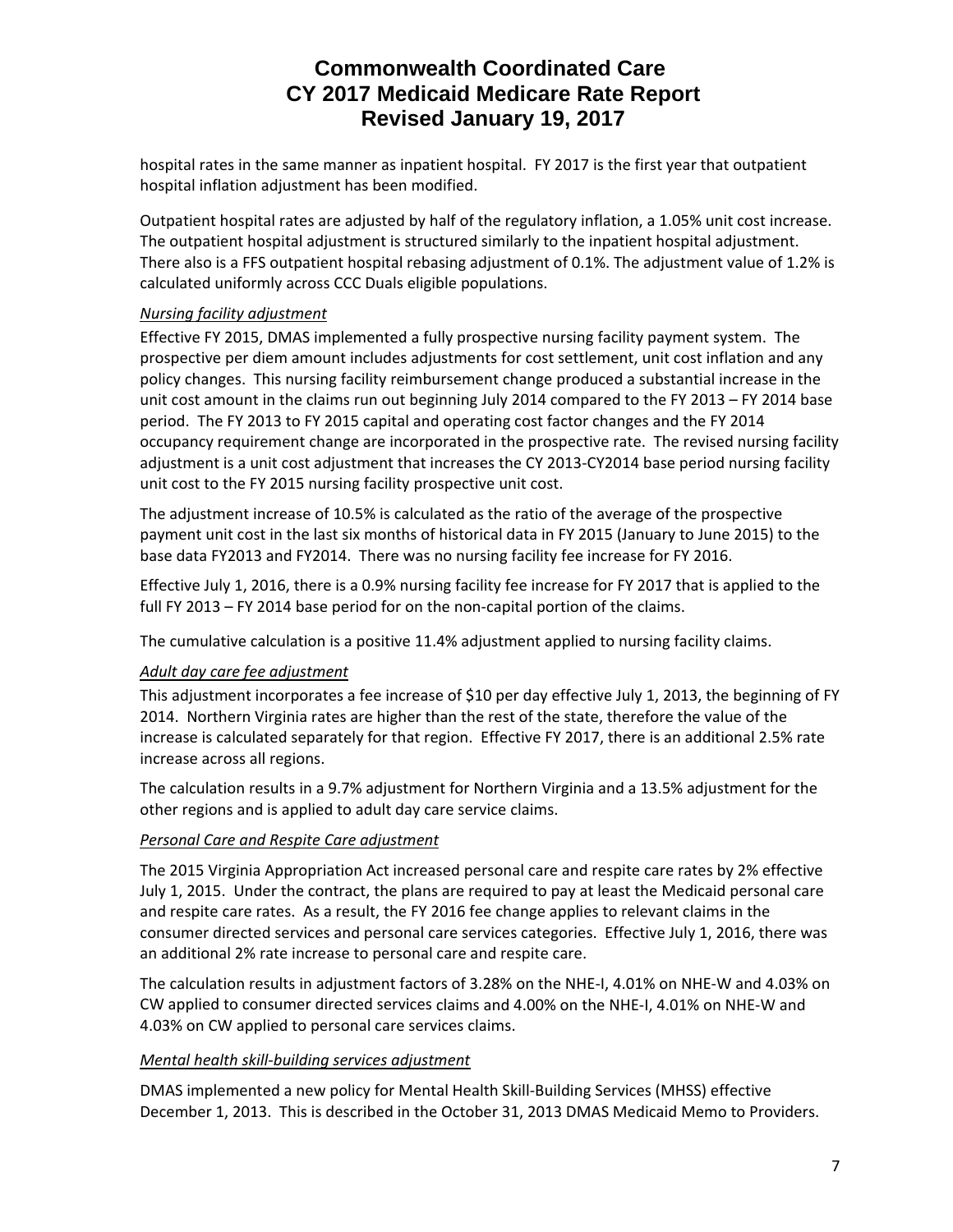hospital rates in the same manner as inpatient hospital. FY 2017 is the first year that outpatient hospital inflation adjustment has been modified.

Outpatient hospital rates are adjusted by half of the regulatory inflation, a 1.05% unit cost increase. The outpatient hospital adjustment is structured similarly to the inpatient hospital adjustment. There also is a FFS outpatient hospital rebasing adjustment of 0.1%. The adjustment value of 1.2% is calculated uniformly across CCC Duals eligible populations.

*Nursing facility adjustment*

Effective FY 2015, DMAS implemented a fully prospective nursing facility payment system. The prospective per diem amount includes adjustments for cost settlement, unit cost inflation and any policy changes. This nursing facility reimbursement change produced a substantial increase in the unit cost amount in the claims run out beginning July 2014 compared to the FY 2013 – FY 2014 base period. The FY 2013 to FY 2015 capital and operating cost factor changes and the FY 2014 occupancy requirement change are incorporated in the prospective rate. The revised nursing facility adjustment is a unit cost adjustment that increases the CY 2013-CY2014 base period nursing facility unit cost to the FY 2015 nursing facility prospective unit cost.

The adjustment increase of 10.5% is calculated as the ratio of the average of the prospective payment unit cost in the last six months of historical data in FY 2015 (January to June 2015) to the base data FY2013 and FY2014. There was no nursing facility fee increase for FY 2016.

Effective July 1, 2016, there is a 0.9% nursing facility fee increase for FY 2017 that is applied to the full FY 2013 – FY 2014 base period for on the non-capital portion of the claims.

The cumulative calculation is a positive 11.4% adjustment applied to nursing facility claims.

*Adult day care fee adjustment*

This adjustment incorporates a fee increase of $10 per day effective July 1, 2013, the beginning of FY 2014. Northern Virginia rates are higher than the rest of the state, therefore the value of the increase is calculated separately for that region. Effective FY 2017, there is an additional 2.5% rate increase across all regions.

The calculation results in a 9.7% adjustment for Northern Virginia and a 13.5% adjustment for the other regions and is applied to adult day care service claims.

*Personal Care and Respite Care adjustment*

The 2015 Virginia Appropriation Act increased personal care and respite care rates by 2% effective July 1, 2015. Under the contract, the plans are required to pay at least the Medicaid personal care and respite care rates. As a result, the FY 2016 fee change applies to relevant claims in the consumer directed services and personal care services categories. Effective July 1, 2016, there was an additional 2% rate increase to personal care and respite care.

The calculation results in adjustment factors of 3.28% on the NHE-I, 4.01% on NHE-W and 4.03% on CW applied to consumer directed services claims and 4.00% on the NHE-I, 4.01% on NHE-W and 4.03% on CW applied to personal care services claims.

*Mental health skill-building services adjustment*

DMAS implemented a new policy for Mental Health Skill-Building Services (MHSS) effective December 1, 2013. This is described in the October 31, 2013 DMAS Medicaid Memo to Providers.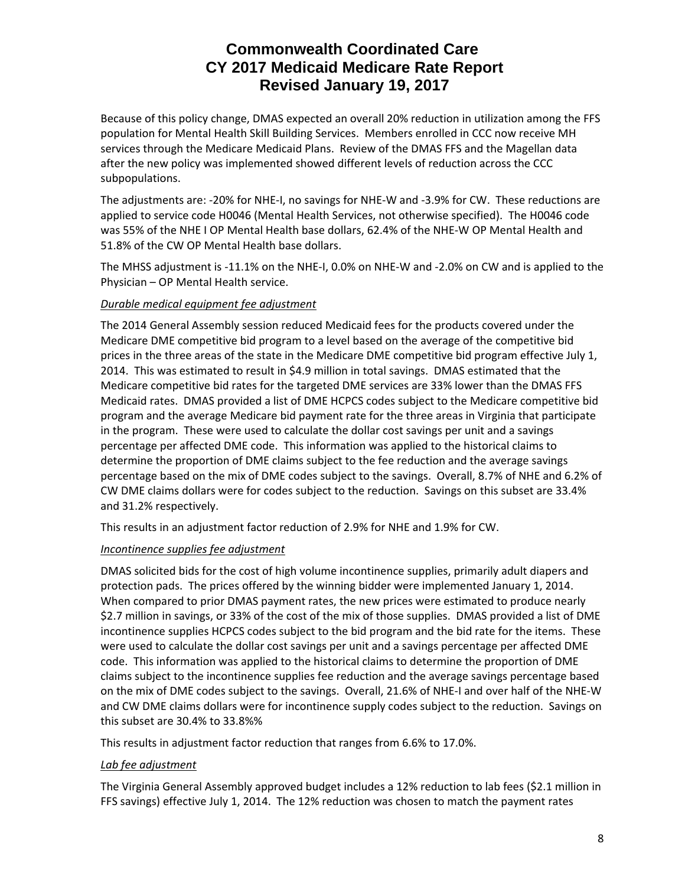Because of this policy change, DMAS expected an overall 20% reduction in utilization among the FFS population for Mental Health Skill Building Services. Members enrolled in CCC now receive MH services through the Medicare Medicaid Plans. Review of the DMAS FFS and the Magellan data after the new policy was implemented showed different levels of reduction across the CCC subpopulations.

The adjustments are: -20% for NHE-I, no savings for NHE-W and -3.9% for CW. These reductions are applied to service code H0046 (Mental Health Services, not otherwise specified). The H0046 code was 55% of the NHE I OP Mental Health base dollars, 62.4% of the NHE-W OP Mental Health and 51.8% of the CW OP Mental Health base dollars.

The MHSS adjustment is -11.1% on the NHE-I, 0.0% on NHE-W and -2.0% on CW and is applied to the Physician – OP Mental Health service.

*Durable medical equipment fee adjustment*

The 2014 General Assembly session reduced Medicaid fees for the products covered under the Medicare DME competitive bid program to a level based on the average of the competitive bid prices in the three areas of the state in the Medicare DME competitive bid program effective July 1, 2014. This was estimated to result in $4.9 million in total savings. DMAS estimated that the Medicare competitive bid rates for the targeted DME services are 33% lower than the DMAS FFS Medicaid rates. DMAS provided a list of DME HCPCS codes subject to the Medicare competitive bid program and the average Medicare bid payment rate for the three areas in Virginia that participate in the program. These were used to calculate the dollar cost savings per unit and a savings percentage per affected DME code. This information was applied to the historical claims to determine the proportion of DME claims subject to the fee reduction and the average savings percentage based on the mix of DME codes subject to the savings. Overall, 8.7% of NHE and 6.2% of CW DME claims dollars were for codes subject to the reduction. Savings on this subset are 33.4% and 31.2% respectively.

This results in an adjustment factor reduction of 2.9% for NHE and 1.9% for CW.

*Incontinence supplies fee adjustment*

DMAS solicited bids for the cost of high volume incontinence supplies, primarily adult diapers and protection pads. The prices offered by the winning bidder were implemented January 1, 2014. When compared to prior DMAS payment rates, the new prices were estimated to produce nearly $2.7 million in savings, or 33% of the cost of the mix of those supplies. DMAS provided a list of DME incontinence supplies HCPCS codes subject to the bid program and the bid rate for the items. These were used to calculate the dollar cost savings per unit and a savings percentage per affected DME code. This information was applied to the historical claims to determine the proportion of DME claims subject to the incontinence supplies fee reduction and the average savings percentage based on the mix of DME codes subject to the savings. Overall, 21.6% of NHE-I and over half of the NHE-W and CW DME claims dollars were for incontinence supply codes subject to the reduction. Savings on this subset are 30.4% to 33.8%%

This results in adjustment factor reduction that ranges from 6.6% to 17.0%.

*Lab fee adjustment*

The Virginia General Assembly approved budget includes a 12% reduction to lab fees ($2.1 million in FFS savings) effective July 1, 2014. The 12% reduction was chosen to match the payment rates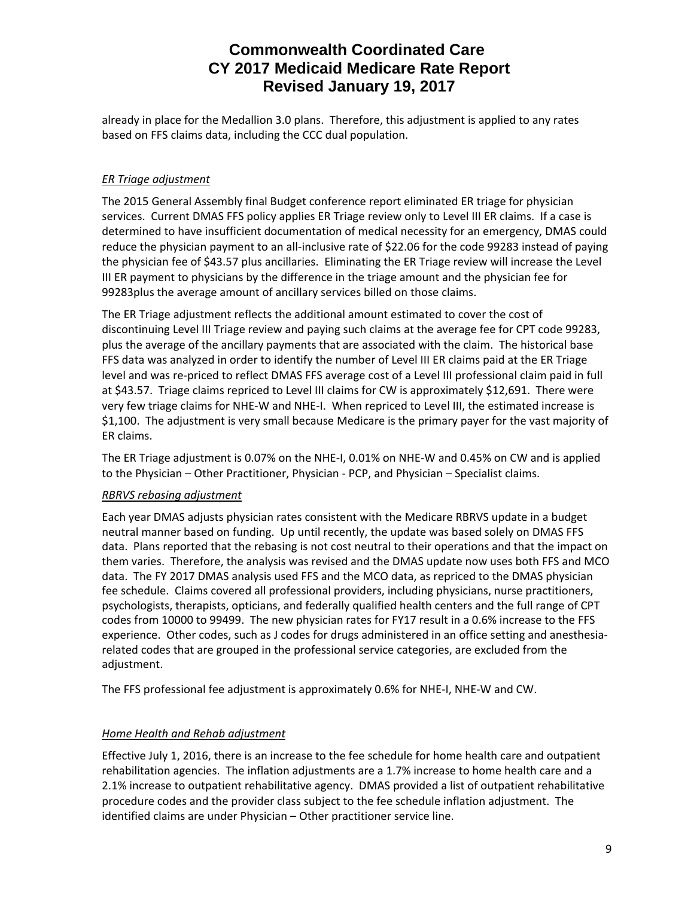already in place for the Medallion 3.0 plans. Therefore, this adjustment is applied to any rates based on FFS claims data, including the CCC dual population.

*ER Triage adjustment*

The 2015 General Assembly final Budget conference report eliminated ER triage for physician services. Current DMAS FFS policy applies ER Triage review only to Level III ER claims. If a case is determined to have insufficient documentation of medical necessity for an emergency, DMAS could reduce the physician payment to an all-inclusive rate of $22.06 for the code 99283 instead of paying the physician fee of $43.57 plus ancillaries. Eliminating the ER Triage review will increase the Level III ER payment to physicians by the difference in the triage amount and the physician fee for 99283plus the average amount of ancillary services billed on those claims.

The ER Triage adjustment reflects the additional amount estimated to cover the cost of discontinuing Level III Triage review and paying such claims at the average fee for CPT code 99283, plus the average of the ancillary payments that are associated with the claim. The historical base FFS data was analyzed in order to identify the number of Level III ER claims paid at the ER Triage level and was re-priced to reflect DMAS FFS average cost of a Level III professional claim paid in full at $43.57. Triage claims repriced to Level III claims for CW is approximately $12,691. There were very few triage claims for NHE-W and NHE-I. When repriced to Level III, the estimated increase is $1,100. The adjustment is very small because Medicare is the primary payer for the vast majority of ER claims.

The ER Triage adjustment is 0.07% on the NHE-I, 0.01% on NHE-W and 0.45% on CW and is applied to the Physician – Other Practitioner, Physician - PCP, and Physician – Specialist claims.

*RBRVS rebasing adjustment*

Each year DMAS adjusts physician rates consistent with the Medicare RBRVS update in a budget neutral manner based on funding. Up until recently, the update was based solely on DMAS FFS data. Plans reported that the rebasing is not cost neutral to their operations and that the impact on them varies. Therefore, the analysis was revised and the DMAS update now uses both FFS and MCO data. The FY 2017 DMAS analysis used FFS and the MCO data, as repriced to the DMAS physician fee schedule. Claims covered all professional providers, including physicians, nurse practitioners, psychologists, therapists, opticians, and federally qualified health centers and the full range of CPT codes from 10000 to 99499. The new physician rates for FY17 result in a 0.6% increase to the FFS experience. Other codes, such as J codes for drugs administered in an office setting and anesthesia-related codes that are grouped in the professional service categories, are excluded from the adjustment.

The FFS professional fee adjustment is approximately 0.6% for NHE-I, NHE-W and CW.

*Home Health and Rehab adjustment*

Effective July 1, 2016, there is an increase to the fee schedule for home health care and outpatient rehabilitation agencies. The inflation adjustments are a 1.7% increase to home health care and a 2.1% increase to outpatient rehabilitative agency. DMAS provided a list of outpatient rehabilitative procedure codes and the provider class subject to the fee schedule inflation adjustment. The identified claims are under Physician – Other practitioner service line.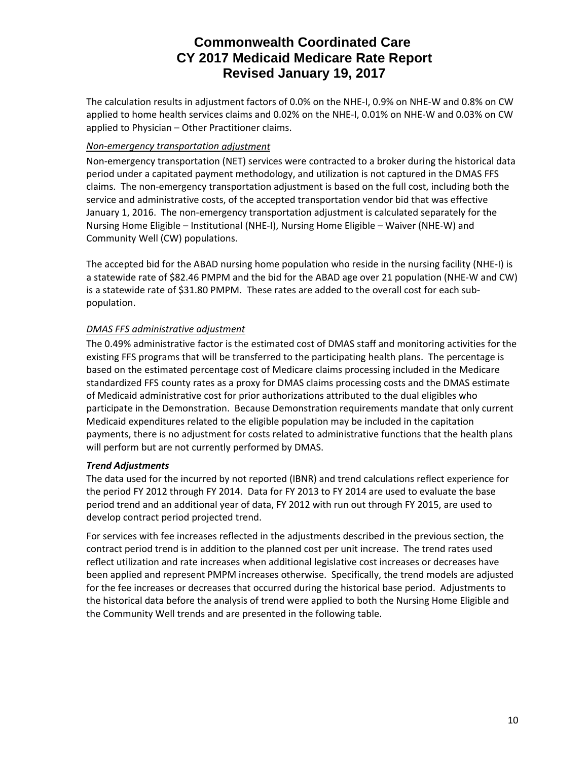The calculation results in adjustment factors of 0.0% on the NHE-I, 0.9% on NHE-W and 0.8% on CW applied to home health services claims and 0.02% on the NHE-I, 0.01% on NHE-W and 0.03% on CW applied to Physician – Other Practitioner claims.

*Non-emergency transportation adjustment*

Non-emergency transportation (NET) services were contracted to a broker during the historical data period under a capitated payment methodology, and utilization is not captured in the DMAS FFS claims. The non-emergency transportation adjustment is based on the full cost, including both the service and administrative costs, of the accepted transportation vendor bid that was effective January 1, 2016. The non-emergency transportation adjustment is calculated separately for the Nursing Home Eligible – Institutional (NHE-I), Nursing Home Eligible – Waiver (NHE-W) and Community Well (CW) populations.

The accepted bid for the ABAD nursing home population who reside in the nursing facility (NHE-I) is a statewide rate of $82.46 PMPM and the bid for the ABAD age over 21 population (NHE-W and CW) is a statewide rate of $31.80 PMPM. These rates are added to the overall cost for each sub-population.

*DMAS FFS administrative adjustment*

The 0.49% administrative factor is the estimated cost of DMAS staff and monitoring activities for the existing FFS programs that will be transferred to the participating health plans. The percentage is based on the estimated percentage cost of Medicare claims processing included in the Medicare standardized FFS county rates as a proxy for DMAS claims processing costs and the DMAS estimate of Medicaid administrative cost for prior authorizations attributed to the dual eligibles who participate in the Demonstration. Because Demonstration requirements mandate that only current Medicaid expenditures related to the eligible population may be included in the capitation payments, there is no adjustment for costs related to administrative functions that the health plans will perform but are not currently performed by DMAS.

***Trend Adjustments***

The data used for the incurred by not reported (IBNR) and trend calculations reflect experience for the period FY 2012 through FY 2014. Data for FY 2013 to FY 2014 are used to evaluate the base period trend and an additional year of data, FY 2012 with run out through FY 2015, are used to develop contract period projected trend.

For services with fee increases reflected in the adjustments described in the previous section, the contract period trend is in addition to the planned cost per unit increase. The trend rates used reflect utilization and rate increases when additional legislative cost increases or decreases have been applied and represent PMPM increases otherwise. Specifically, the trend models are adjusted for the fee increases or decreases that occurred during the historical base period. Adjustments to the historical data before the analysis of trend were applied to both the Nursing Home Eligible and the Community Well trends and are presented in the following table.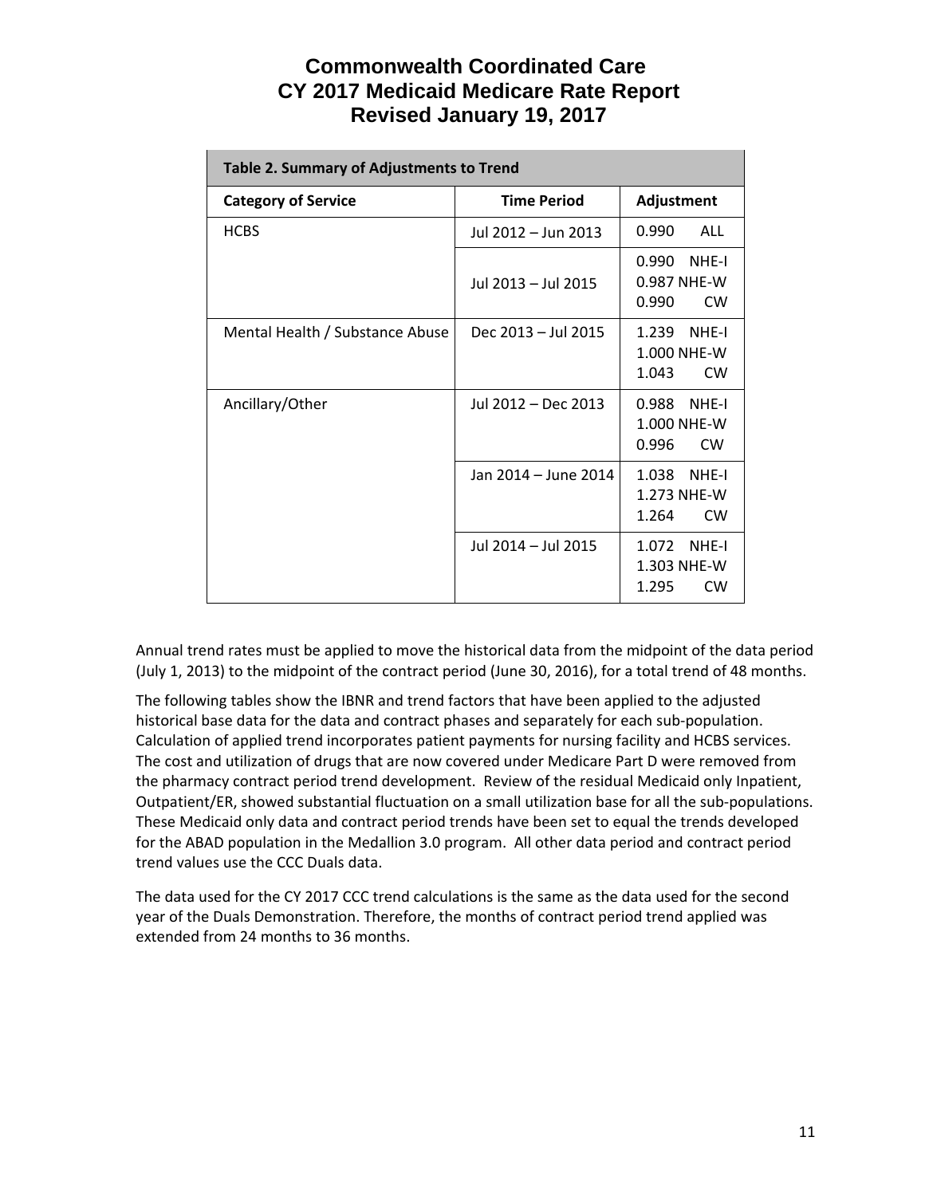# Commonwealth Coordinated Care
# CY 2017 Medicaid Medicare Rate Report
# Revised January 19, 2017

| Table 2. Summary of Adjustments to Trend | | |
|---|---|---|
| **Category of Service** | **Time Period** | **Adjustment** |
| HCBS | Jul 2012 – Jun 2013 | 0.990 ALL |
| | Jul 2013 – Jul 2015 | 0.990 NHE-I<br>0.987 NHE-W<br>0.990 CW |
| Mental Health / Substance Abuse | Dec 2013 – Jul 2015 | 1.239 NHE-I<br>1.000 NHE-W<br>1.043 CW |
| Ancillary/Other | Jul 2012 – Dec 2013 | 0.988 NHE-I<br>1.000 NHE-W<br>0.996 CW |
| | Jan 2014 – June 2014 | 1.038 NHE-I<br>1.273 NHE-W<br>1.264 CW |
| | Jul 2014 – Jul 2015 | 1.072 NHE-I<br>1.303 NHE-W<br>1.295 CW |

Annual trend rates must be applied to move the historical data from the midpoint of the data period (July 1, 2013) to the midpoint of the contract period (June 30, 2016), for a total trend of 48 months.

The following tables show the IBNR and trend factors that have been applied to the adjusted historical base data for the data and contract phases and separately for each sub-population. Calculation of applied trend incorporates patient payments for nursing facility and HCBS services. The cost and utilization of drugs that are now covered under Medicare Part D were removed from the pharmacy contract period trend development. Review of the residual Medicaid only Inpatient, Outpatient/ER, showed substantial fluctuation on a small utilization base for all the sub-populations. These Medicaid only data and contract period trends have been set to equal the trends developed for the ABAD population in the Medallion 3.0 program. All other data period and contract period trend values use the CCC Duals data.

The data used for the CY 2017 CCC trend calculations is the same as the data used for the second year of the Duals Demonstration. Therefore, the months of contract period trend applied was extended from 24 months to 36 months.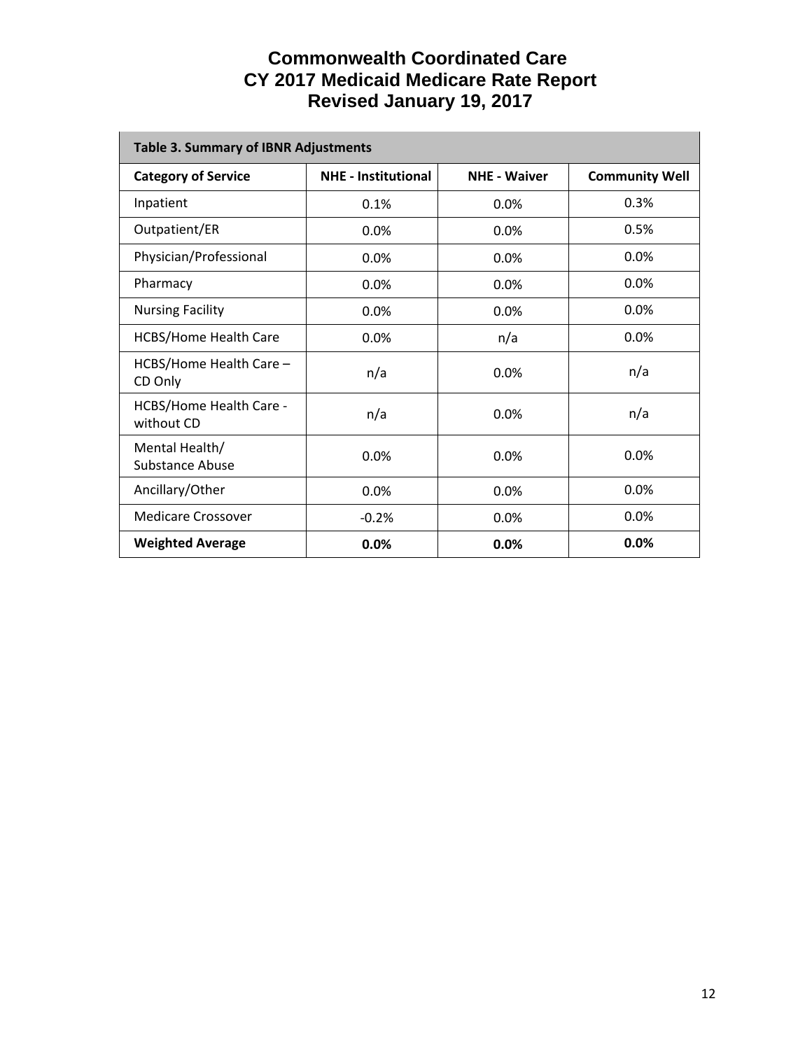# Commonwealth Coordinated Care
## CY 2017 Medicaid Medicare Rate Report
## Revised January 19, 2017

**Table 3. Summary of IBNR Adjustments**

| Category of Service | NHE - Institutional | NHE - Waiver | Community Well |
|---|---|---|---|
| Inpatient | 0.1% | 0.0% | 0.3% |
| Outpatient/ER | 0.0% | 0.0% | 0.5% |
| Physician/Professional | 0.0% | 0.0% | 0.0% |
| Pharmacy | 0.0% | 0.0% | 0.0% |
| Nursing Facility | 0.0% | 0.0% | 0.0% |
| HCBS/Home Health Care | 0.0% | n/a | 0.0% |
| HCBS/Home Health Care – CD Only | n/a | 0.0% | n/a |
| HCBS/Home Health Care - without CD | n/a | 0.0% | n/a |
| Mental Health/ Substance Abuse | 0.0% | 0.0% | 0.0% |
| Ancillary/Other | 0.0% | 0.0% | 0.0% |
| Medicare Crossover | -0.2% | 0.0% | 0.0% |
| **Weighted Average** | **0.0%** | **0.0%** | **0.0%** |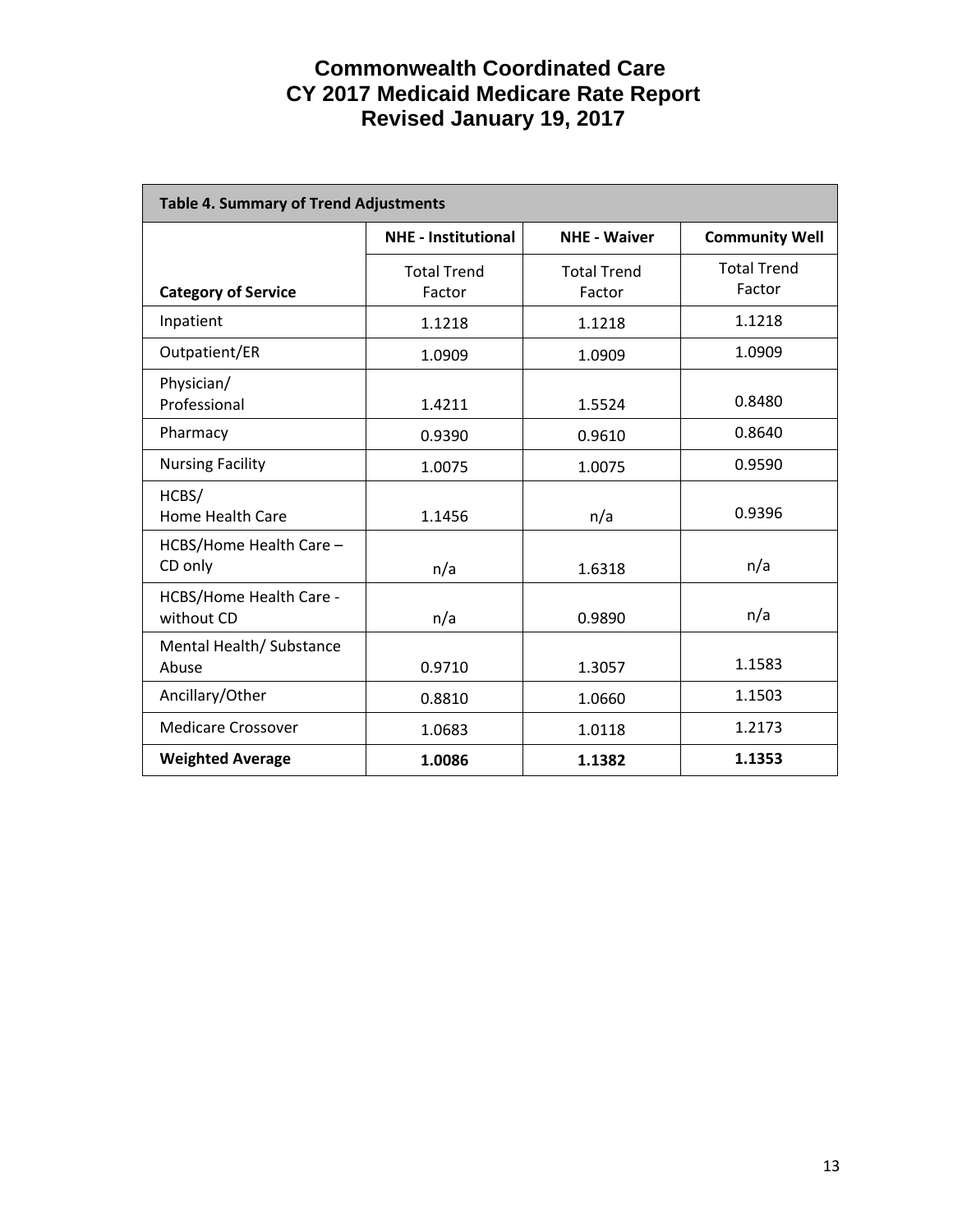# Commonwealth Coordinated Care
# CY 2017 Medicaid Medicare Rate Report
# Revised January 19, 2017

**Table 4. Summary of Trend Adjustments**

| | NHE - Institutional | NHE - Waiver | Community Well |
|---|---|---|---|
| **Category of Service** | Total Trend Factor | Total Trend Factor | Total Trend Factor |
| Inpatient | 1.1218 | 1.1218 | 1.1218 |
| Outpatient/ER | 1.0909 | 1.0909 | 1.0909 |
| Physician/ Professional | 1.4211 | 1.5524 | 0.8480 |
| Pharmacy | 0.9390 | 0.9610 | 0.8640 |
| Nursing Facility | 1.0075 | 1.0075 | 0.9590 |
| HCBS/ Home Health Care | 1.1456 | n/a | 0.9396 |
| HCBS/Home Health Care – CD only | n/a | 1.6318 | n/a |
| HCBS/Home Health Care - without CD | n/a | 0.9890 | n/a |
| Mental Health/ Substance Abuse | 0.9710 | 1.3057 | 1.1583 |
| Ancillary/Other | 0.8810 | 1.0660 | 1.1503 |
| Medicare Crossover | 1.0683 | 1.0118 | 1.2173 |
| **Weighted Average** | **1.0086** | **1.1382** | **1.1353** |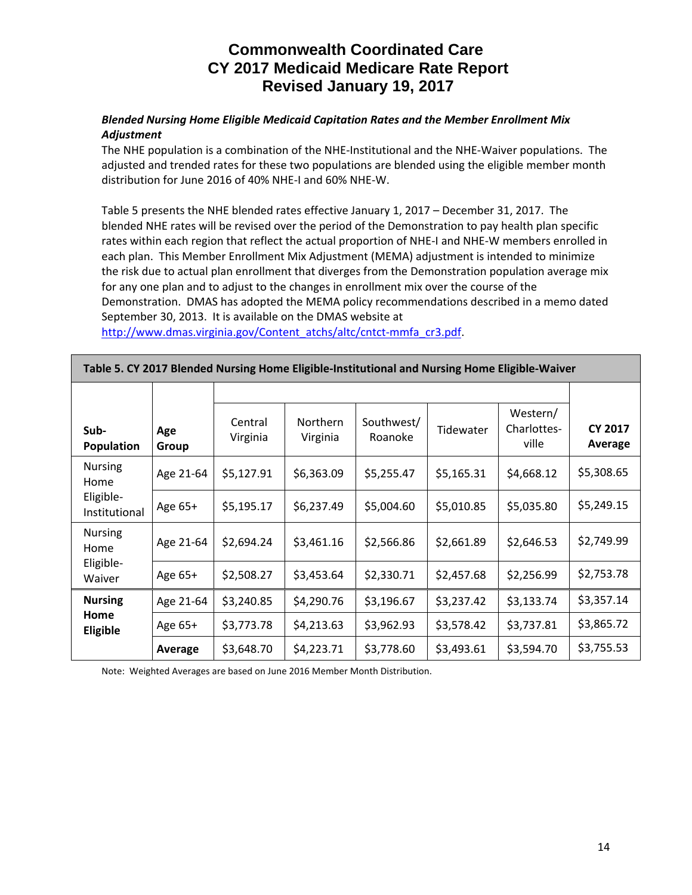# Commonwealth Coordinated Care
# CY 2017 Medicaid Medicare Rate Report
# Revised January 19, 2017

***Blended Nursing Home Eligible Medicaid Capitation Rates and the Member Enrollment Mix Adjustment***

The NHE population is a combination of the NHE-Institutional and the NHE-Waiver populations. The adjusted and trended rates for these two populations are blended using the eligible member month distribution for June 2016 of 40% NHE-I and 60% NHE-W.

Table 5 presents the NHE blended rates effective January 1, 2017 – December 31, 2017. The blended NHE rates will be revised over the period of the Demonstration to pay health plan specific rates within each region that reflect the actual proportion of NHE-I and NHE-W members enrolled in each plan. This Member Enrollment Mix Adjustment (MEMA) adjustment is intended to minimize the risk due to actual plan enrollment that diverges from the Demonstration population average mix for any one plan and to adjust to the changes in enrollment mix over the course of the Demonstration. DMAS has adopted the MEMA policy recommendations described in a memo dated September 30, 2013. It is available on the DMAS website at http://www.dmas.virginia.gov/Content_atchs/altc/cntct-mmfa_cr3.pdf.

**Table 5. CY 2017 Blended Nursing Home Eligible-Institutional and Nursing Home Eligible-Waiver**

| **Sub-Population** | **Age Group** | Central Virginia | Northern Virginia | Southwest/ Roanoke | Tidewater | Western/ Charlottes-ville | **CY 2017 Average** |
|---|---|---|---|---|---|---|---|
| Nursing Home Eligible-Institutional | Age 21-64 | $5,127.91 | $6,363.09 | $5,255.47 | $5,165.31 | $4,668.12 | $5,308.65 |
| | Age 65+ | $5,195.17 | $6,237.49 | $5,004.60 | $5,010.85 | $5,035.80 | $5,249.15 |
| Nursing Home Eligible-Waiver | Age 21-64 | $2,694.24 | $3,461.16 | $2,566.86 | $2,661.89 | $2,646.53 | $2,749.99 |
| | Age 65+ | $2,508.27 | $3,453.64 | $2,330.71 | $2,457.68 | $2,256.99 | $2,753.78 |
| **Nursing Home Eligible** | Age 21-64 | $3,240.85 | $4,290.76 | $3,196.67 | $3,237.42 | $3,133.74 | $3,357.14 |
| | Age 65+ | $3,773.78 | $4,213.63 | $3,962.93 | $3,578.42 | $3,737.81 | $3,865.72 |
| | **Average** | $3,648.70 | $4,223.71 | $3,778.60 | $3,493.61 | $3,594.70 | $3,755.53 |

Note: Weighted Averages are based on June 2016 Member Month Distribution.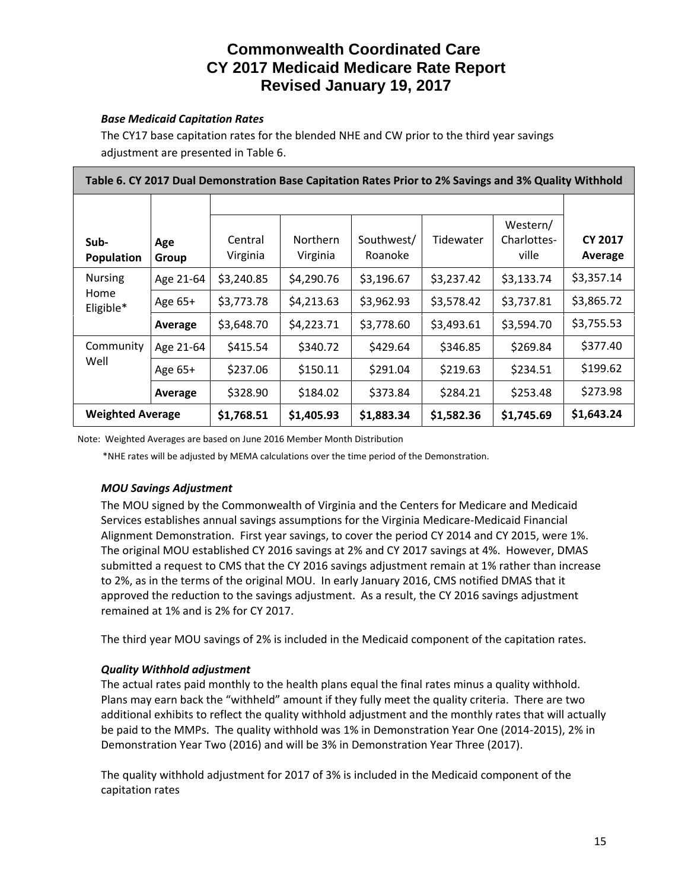# Commonwealth Coordinated Care
# CY 2017 Medicaid Medicare Rate Report
# Revised January 19, 2017

***Base Medicaid Capitation Rates***

The CY17 base capitation rates for the blended NHE and CW prior to the third year savings adjustment are presented in Table 6.

**Table 6. CY 2017 Dual Demonstration Base Capitation Rates Prior to 2% Savings and 3% Quality Withhold**

| Sub-Population | Age Group | Central Virginia | Northern Virginia | Southwest/ Roanoke | Tidewater | Western/ Charlottes-ville | CY 2017 Average |
|---|---|---|---|---|---|---|---|
| Nursing Home Eligible* | Age 21-64 | $3,240.85 | $4,290.76 | $3,196.67 | $3,237.42 | $3,133.74 | $3,357.14 |
| | Age 65+ | $3,773.78 | $4,213.63 | $3,962.93 | $3,578.42 | $3,737.81 | $3,865.72 |
| | **Average** | $3,648.70 | $4,223.71 | $3,778.60 | $3,493.61 | $3,594.70 | $3,755.53 |
| Community Well | Age 21-64 | $415.54 | $340.72 | $429.64 | $346.85 | $269.84 | $377.40 |
| | Age 65+ | $237.06 | $150.11 | $291.04 | $219.63 | $234.51 | $199.62 |
| | **Average** | $328.90 | $184.02 | $373.84 | $284.21 | $253.48 | $273.98 |
| **Weighted Average** | | **$1,768.51** | **$1,405.93** | **$1,883.34** | **$1,582.36** | **$1,745.69** | **$1,643.24** |

Note: Weighted Averages are based on June 2016 Member Month Distribution

*NHE rates will be adjusted by MEMA calculations over the time period of the Demonstration.

***MOU Savings Adjustment***

The MOU signed by the Commonwealth of Virginia and the Centers for Medicare and Medicaid Services establishes annual savings assumptions for the Virginia Medicare-Medicaid Financial Alignment Demonstration. First year savings, to cover the period CY 2014 and CY 2015, were 1%. The original MOU established CY 2016 savings at 2% and CY 2017 savings at 4%. However, DMAS submitted a request to CMS that the CY 2016 savings adjustment remain at 1% rather than increase to 2%, as in the terms of the original MOU. In early January 2016, CMS notified DMAS that it approved the reduction to the savings adjustment. As a result, the CY 2016 savings adjustment remained at 1% and is 2% for CY 2017.

The third year MOU savings of 2% is included in the Medicaid component of the capitation rates.

***Quality Withhold adjustment***

The actual rates paid monthly to the health plans equal the final rates minus a quality withhold. Plans may earn back the "withheld" amount if they fully meet the quality criteria. There are two additional exhibits to reflect the quality withhold adjustment and the monthly rates that will actually be paid to the MMPs. The quality withhold was 1% in Demonstration Year One (2014-2015), 2% in Demonstration Year Two (2016) and will be 3% in Demonstration Year Three (2017).

The quality withhold adjustment for 2017 of 3% is included in the Medicaid component of the capitation rates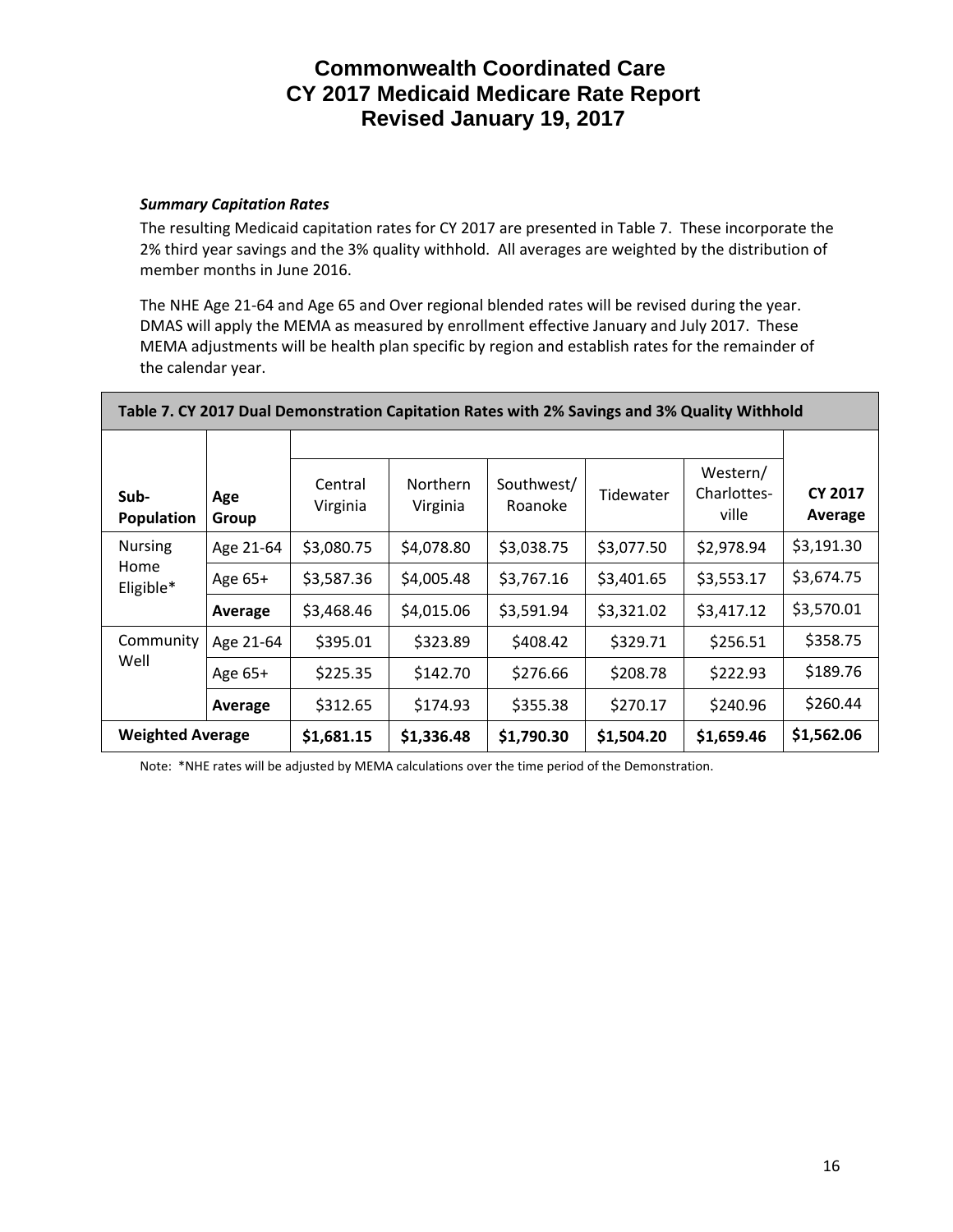# Commonwealth Coordinated Care
# CY 2017 Medicaid Medicare Rate Report
# Revised January 19, 2017

***Summary Capitation Rates***

The resulting Medicaid capitation rates for CY 2017 are presented in Table 7. These incorporate the 2% third year savings and the 3% quality withhold. All averages are weighted by the distribution of member months in June 2016.

The NHE Age 21-64 and Age 65 and Over regional blended rates will be revised during the year. DMAS will apply the MEMA as measured by enrollment effective January and July 2017. These MEMA adjustments will be health plan specific by region and establish rates for the remainder of the calendar year.

**Table 7. CY 2017 Dual Demonstration Capitation Rates with 2% Savings and 3% Quality Withhold**

| Sub-Population | Age Group | Central Virginia | Northern Virginia | Southwest/ Roanoke | Tidewater | Western/ Charlottes-ville | CY 2017 Average |
|---|---|---|---|---|---|---|---|
| Nursing Home Eligible* | Age 21-64 | $3,080.75 | $4,078.80 | $3,038.75 | $3,077.50 | $2,978.94 | $3,191.30 |
| | Age 65+ | $3,587.36 | $4,005.48 | $3,767.16 | $3,401.65 | $3,553.17 | $3,674.75 |
| | **Average** | $3,468.46 | $4,015.06 | $3,591.94 | $3,321.02 | $3,417.12 | $3,570.01 |
| Community Well | Age 21-64 | $395.01 | $323.89 | $408.42 | $329.71 | $256.51 | $358.75 |
| | Age 65+ | $225.35 | $142.70 | $276.66 | $208.78 | $222.93 | $189.76 |
| | **Average** | $312.65 | $174.93 | $355.38 | $270.17 | $240.96 | $260.44 |
| **Weighted Average** | | **$1,681.15** | **$1,336.48** | **$1,790.30** | **$1,504.20** | **$1,659.46** | **$1,562.06** |

Note: *NHE rates will be adjusted by MEMA calculations over the time period of the Demonstration.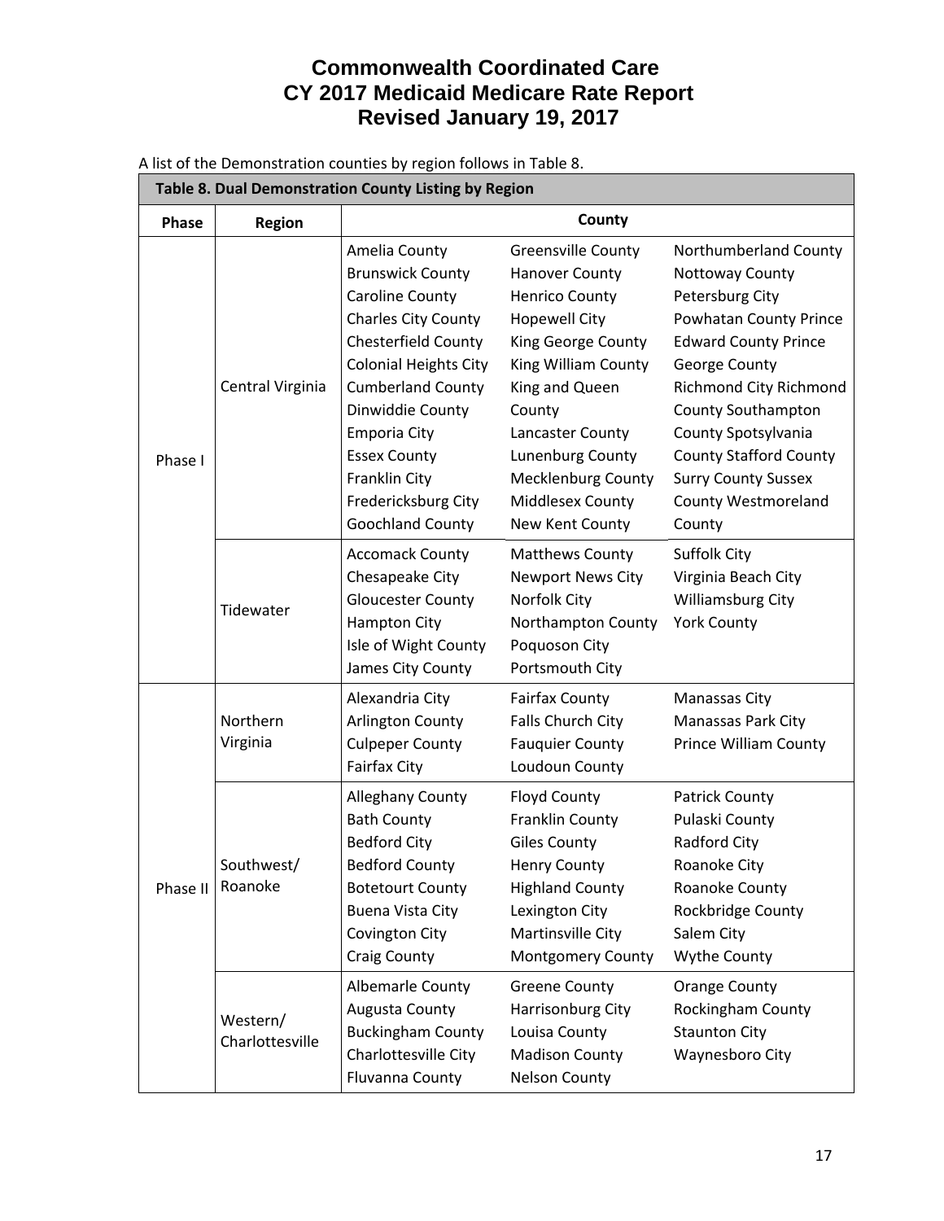# Commonwealth Coordinated Care
# CY 2017 Medicaid Medicare Rate Report
# Revised January 19, 2017

A list of the Demonstration counties by region follows in Table 8.

**Table 8. Dual Demonstration County Listing by Region**

| Phase | Region | County | | |
|---|---|---|---|---|
| Phase I | Central Virginia | Amelia County<br>Brunswick County<br>Caroline County<br>Charles City County<br>Chesterfield County<br>Colonial Heights City<br>Cumberland County<br>Dinwiddie County<br>Emporia City<br>Essex County<br>Franklin City<br>Fredericksburg City<br>Goochland County | Greensville County<br>Hanover County<br>Henrico County<br>Hopewell City<br>King George County<br>King William County<br>King and Queen County<br>Lancaster County<br>Lunenburg County<br>Mecklenburg County<br>Middlesex County<br>New Kent County | Northumberland County<br>Nottoway County<br>Petersburg City<br>Powhatan County Prince Edward County Prince George County<br>Richmond City Richmond County Southampton County Spotsylvania County Stafford County<br>Surry County Sussex County Westmoreland County |
| | Tidewater | Accomack County<br>Chesapeake City<br>Gloucester County<br>Hampton City<br>Isle of Wight County<br>James City County | Matthews County<br>Newport News City<br>Norfolk City<br>Northampton County<br>Poquoson City<br>Portsmouth City | Suffolk City<br>Virginia Beach City<br>Williamsburg City<br>York County |
| Phase II | Northern Virginia | Alexandria City<br>Arlington County<br>Culpeper County<br>Fairfax City | Fairfax County<br>Falls Church City<br>Fauquier County<br>Loudoun County | Manassas City<br>Manassas Park City<br>Prince William County |
| | Southwest/ Roanoke | Alleghany County<br>Bath County<br>Bedford City<br>Bedford County<br>Botetourt County<br>Buena Vista City<br>Covington City<br>Craig County | Floyd County<br>Franklin County<br>Giles County<br>Henry County<br>Highland County<br>Lexington City<br>Martinsville City<br>Montgomery County | Patrick County<br>Pulaski County<br>Radford City<br>Roanoke City<br>Roanoke County<br>Rockbridge County<br>Salem City<br>Wythe County |
| | Western/ Charlottesville | Albemarle County<br>Augusta County<br>Buckingham County<br>Charlottesville City<br>Fluvanna County | Greene County<br>Harrisonburg City<br>Louisa County<br>Madison County<br>Nelson County | Orange County<br>Rockingham County<br>Staunton City<br>Waynesboro City |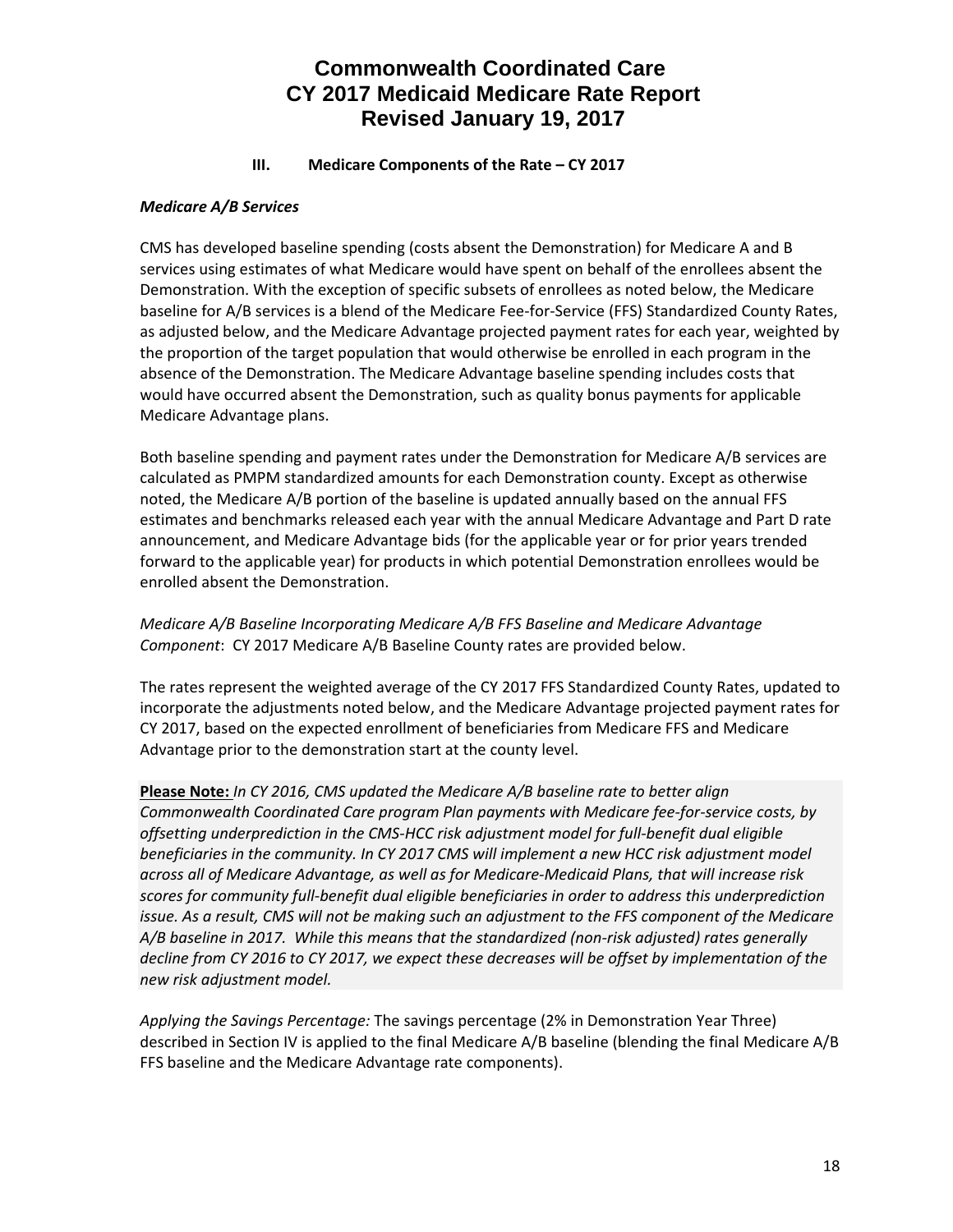# Commonwealth Coordinated Care
# CY 2017 Medicaid Medicare Rate Report
# Revised January 19, 2017

## III. Medicare Components of the Rate – CY 2017

***Medicare A/B Services***

CMS has developed baseline spending (costs absent the Demonstration) for Medicare A and B services using estimates of what Medicare would have spent on behalf of the enrollees absent the Demonstration. With the exception of specific subsets of enrollees as noted below, the Medicare baseline for A/B services is a blend of the Medicare Fee-for-Service (FFS) Standardized County Rates, as adjusted below, and the Medicare Advantage projected payment rates for each year, weighted by the proportion of the target population that would otherwise be enrolled in each program in the absence of the Demonstration. The Medicare Advantage baseline spending includes costs that would have occurred absent the Demonstration, such as quality bonus payments for applicable Medicare Advantage plans.

Both baseline spending and payment rates under the Demonstration for Medicare A/B services are calculated as PMPM standardized amounts for each Demonstration county. Except as otherwise noted, the Medicare A/B portion of the baseline is updated annually based on the annual FFS estimates and benchmarks released each year with the annual Medicare Advantage and Part D rate announcement, and Medicare Advantage bids (for the applicable year or for prior years trended forward to the applicable year) for products in which potential Demonstration enrollees would be enrolled absent the Demonstration.

*Medicare A/B Baseline Incorporating Medicare A/B FFS Baseline and Medicare Advantage Component*: CY 2017 Medicare A/B Baseline County rates are provided below.

The rates represent the weighted average of the CY 2017 FFS Standardized County Rates, updated to incorporate the adjustments noted below, and the Medicare Advantage projected payment rates for CY 2017, based on the expected enrollment of beneficiaries from Medicare FFS and Medicare Advantage prior to the demonstration start at the county level.

**Please Note:** *In CY 2016, CMS updated the Medicare A/B baseline rate to better align Commonwealth Coordinated Care program Plan payments with Medicare fee-for-service costs, by offsetting underprediction in the CMS-HCC risk adjustment model for full-benefit dual eligible beneficiaries in the community. In CY 2017 CMS will implement a new HCC risk adjustment model across all of Medicare Advantage, as well as for Medicare-Medicaid Plans, that will increase risk scores for community full-benefit dual eligible beneficiaries in order to address this underprediction issue. As a result, CMS will not be making such an adjustment to the FFS component of the Medicare A/B baseline in 2017. While this means that the standardized (non-risk adjusted) rates generally decline from CY 2016 to CY 2017, we expect these decreases will be offset by implementation of the new risk adjustment model.*

*Applying the Savings Percentage:* The savings percentage (2% in Demonstration Year Three) described in Section IV is applied to the final Medicare A/B baseline (blending the final Medicare A/B FFS baseline and the Medicare Advantage rate components).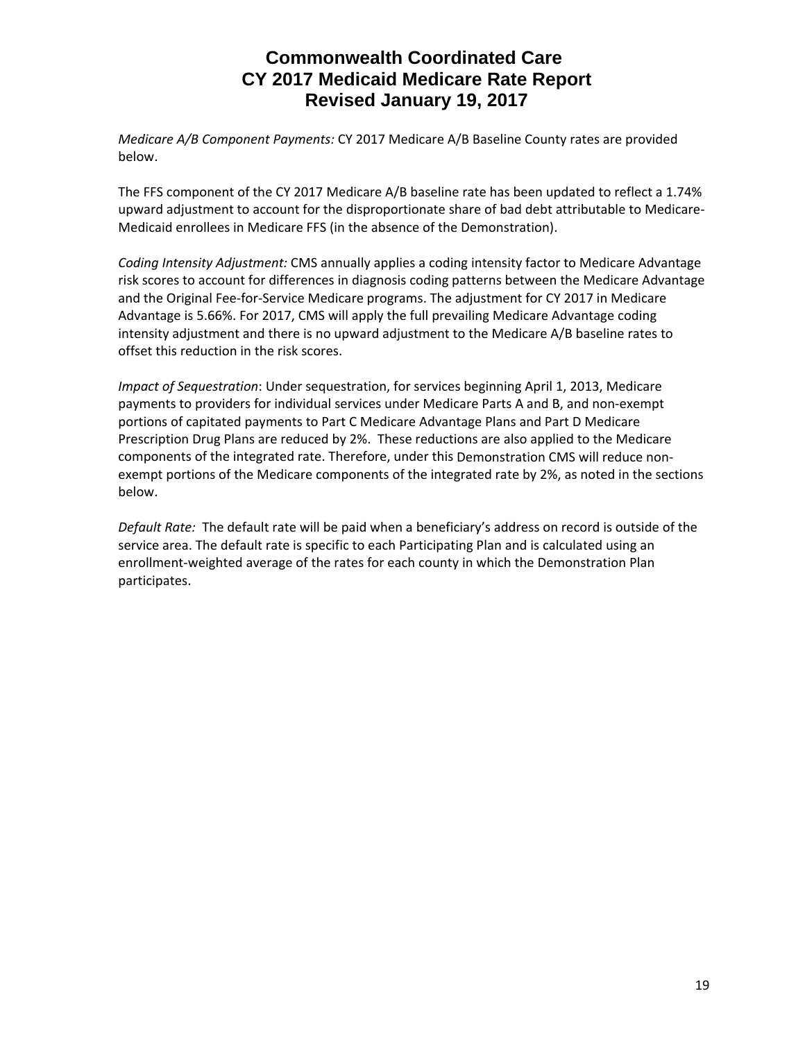*Medicare A/B Component Payments:* CY 2017 Medicare A/B Baseline County rates are provided below.

The FFS component of the CY 2017 Medicare A/B baseline rate has been updated to reflect a 1.74% upward adjustment to account for the disproportionate share of bad debt attributable to Medicare-Medicaid enrollees in Medicare FFS (in the absence of the Demonstration).

*Coding Intensity Adjustment:* CMS annually applies a coding intensity factor to Medicare Advantage risk scores to account for differences in diagnosis coding patterns between the Medicare Advantage and the Original Fee-for-Service Medicare programs. The adjustment for CY 2017 in Medicare Advantage is 5.66%. For 2017, CMS will apply the full prevailing Medicare Advantage coding intensity adjustment and there is no upward adjustment to the Medicare A/B baseline rates to offset this reduction in the risk scores.

*Impact of Sequestration*: Under sequestration, for services beginning April 1, 2013, Medicare payments to providers for individual services under Medicare Parts A and B, and non-exempt portions of capitated payments to Part C Medicare Advantage Plans and Part D Medicare Prescription Drug Plans are reduced by 2%. These reductions are also applied to the Medicare components of the integrated rate. Therefore, under this Demonstration CMS will reduce non-exempt portions of the Medicare components of the integrated rate by 2%, as noted in the sections below.

*Default Rate:* The default rate will be paid when a beneficiary's address on record is outside of the service area. The default rate is specific to each Participating Plan and is calculated using an enrollment-weighted average of the rates for each county in which the Demonstration Plan participates.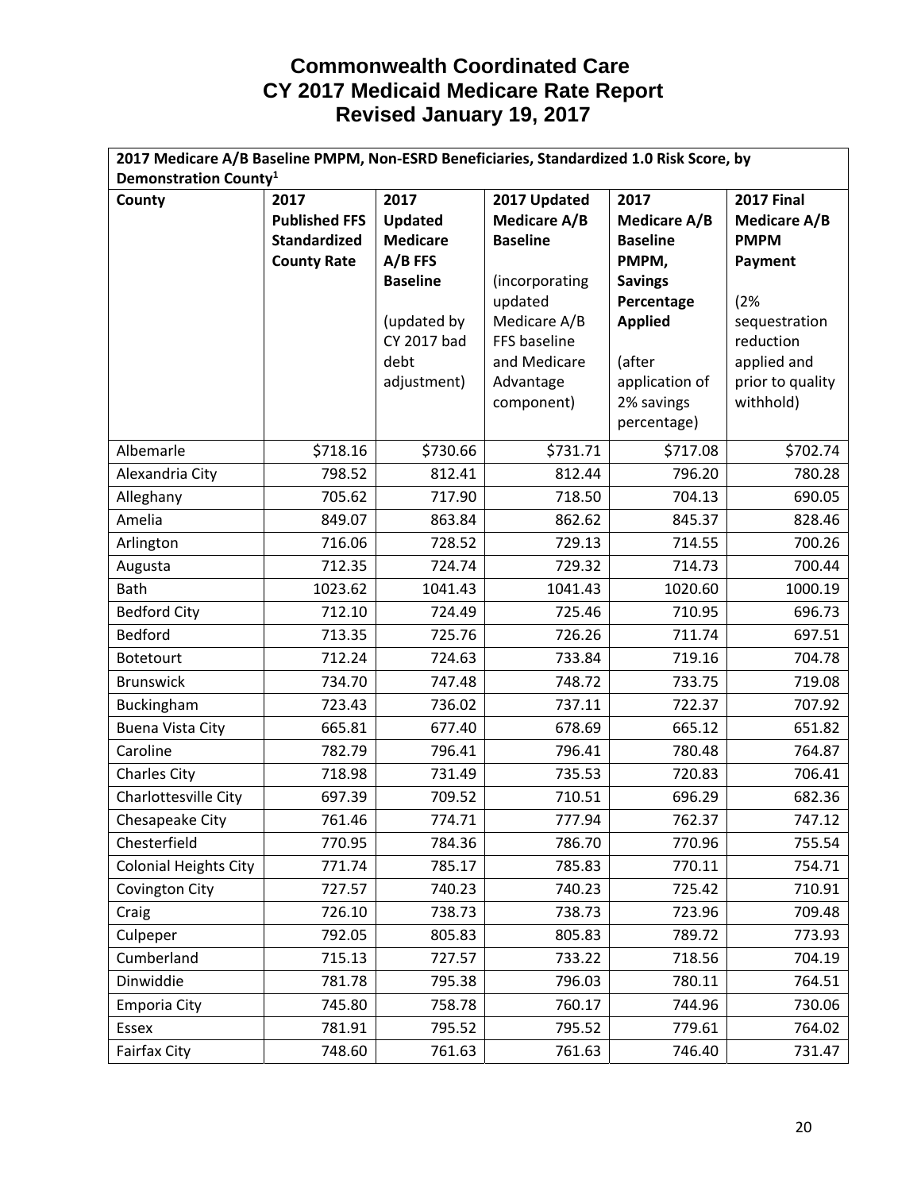# Commonwealth Coordinated Care
# CY 2017 Medicaid Medicare Rate Report
# Revised January 19, 2017

| 2017 Medicare A/B Baseline PMPM, Non-ESRD Beneficiaries, Standardized 1.0 Risk Score, by Demonstration County[1] | | | | | |
|---|---|---|---|---|---|
| **County** | **2017 Published FFS Standardized County Rate** | **2017 Updated Medicare A/B FFS Baseline** (updated by CY 2017 bad debt adjustment) | **2017 Updated Medicare A/B Baseline** (incorporating updated Medicare A/B FFS baseline and Medicare Advantage component) | **2017 Medicare A/B Baseline PMPM, Savings Percentage Applied** (after application of 2% savings percentage) | **2017 Final Medicare A/B PMPM Payment** (2% sequestration reduction applied and prior to quality withhold) |
| Albemarle | $718.16 | $730.66 | $731.71 | $717.08 | $702.74 |
| Alexandria City | 798.52 | 812.41 | 812.44 | 796.20 | 780.28 |
| Alleghany | 705.62 | 717.90 | 718.50 | 704.13 | 690.05 |
| Amelia | 849.07 | 863.84 | 862.62 | 845.37 | 828.46 |
| Arlington | 716.06 | 728.52 | 729.13 | 714.55 | 700.26 |
| Augusta | 712.35 | 724.74 | 729.32 | 714.73 | 700.44 |
| Bath | 1023.62 | 1041.43 | 1041.43 | 1020.60 | 1000.19 |
| Bedford City | 712.10 | 724.49 | 725.46 | 710.95 | 696.73 |
| Bedford | 713.35 | 725.76 | 726.26 | 711.74 | 697.51 |
| Botetourt | 712.24 | 724.63 | 733.84 | 719.16 | 704.78 |
| Brunswick | 734.70 | 747.48 | 748.72 | 733.75 | 719.08 |
| Buckingham | 723.43 | 736.02 | 737.11 | 722.37 | 707.92 |
| Buena Vista City | 665.81 | 677.40 | 678.69 | 665.12 | 651.82 |
| Caroline | 782.79 | 796.41 | 796.41 | 780.48 | 764.87 |
| Charles City | 718.98 | 731.49 | 735.53 | 720.83 | 706.41 |
| Charlottesville City | 697.39 | 709.52 | 710.51 | 696.29 | 682.36 |
| Chesapeake City | 761.46 | 774.71 | 777.94 | 762.37 | 747.12 |
| Chesterfield | 770.95 | 784.36 | 786.70 | 770.96 | 755.54 |
| Colonial Heights City | 771.74 | 785.17 | 785.83 | 770.11 | 754.71 |
| Covington City | 727.57 | 740.23 | 740.23 | 725.42 | 710.91 |
| Craig | 726.10 | 738.73 | 738.73 | 723.96 | 709.48 |
| Culpeper | 792.05 | 805.83 | 805.83 | 789.72 | 773.93 |
| Cumberland | 715.13 | 727.57 | 733.22 | 718.56 | 704.19 |
| Dinwiddie | 781.78 | 795.38 | 796.03 | 780.11 | 764.51 |
| Emporia City | 745.80 | 758.78 | 760.17 | 744.96 | 730.06 |
| Essex | 781.91 | 795.52 | 795.52 | 779.61 | 764.02 |
| Fairfax City | 748.60 | 761.63 | 761.63 | 746.40 | 731.47 |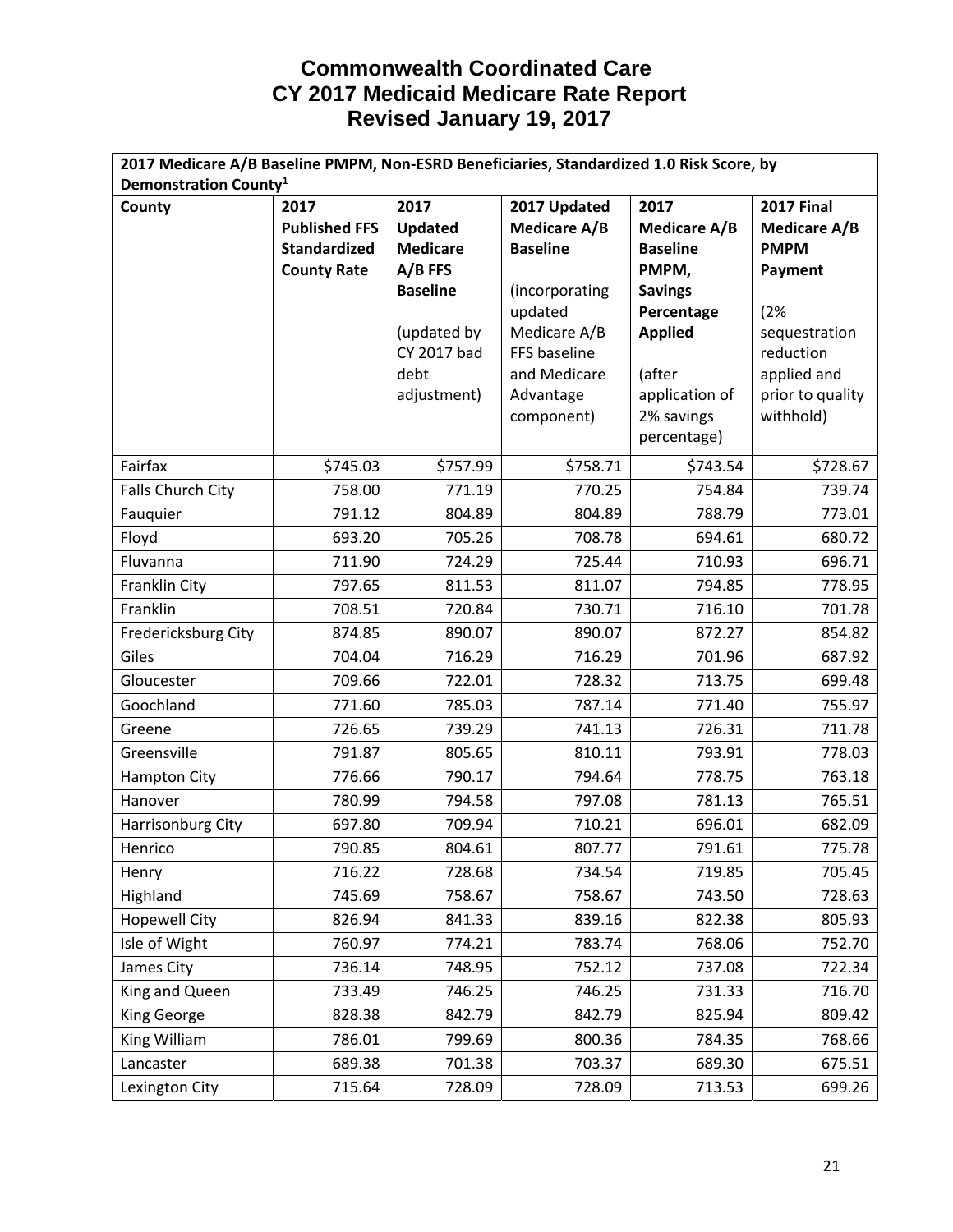# Commonwealth Coordinated Care
# CY 2017 Medicaid Medicare Rate Report
# Revised January 19, 2017

**2017 Medicare A/B Baseline PMPM, Non-ESRD Beneficiaries, Standardized 1.0 Risk Score, by Demonstration County[1]**

| County | 2017 Published FFS Standardized County Rate | 2017 Updated Medicare A/B FFS Baseline (updated by CY 2017 bad debt adjustment) | 2017 Updated Medicare A/B Baseline (incorporating updated Medicare A/B FFS baseline and Medicare Advantage component) | 2017 Medicare A/B Baseline PMPM, Savings Percentage Applied (after application of 2% savings percentage) | 2017 Final Medicare A/B PMPM Payment (2% sequestration reduction applied and prior to quality withhold) |
|---|---|---|---|---|---|
| Fairfax | $745.03 | $757.99 | $758.71 | $743.54 | $728.67 |
| Falls Church City | 758.00 | 771.19 | 770.25 | 754.84 | 739.74 |
| Fauquier | 791.12 | 804.89 | 804.89 | 788.79 | 773.01 |
| Floyd | 693.20 | 705.26 | 708.78 | 694.61 | 680.72 |
| Fluvanna | 711.90 | 724.29 | 725.44 | 710.93 | 696.71 |
| Franklin City | 797.65 | 811.53 | 811.07 | 794.85 | 778.95 |
| Franklin | 708.51 | 720.84 | 730.71 | 716.10 | 701.78 |
| Fredericksburg City | 874.85 | 890.07 | 890.07 | 872.27 | 854.82 |
| Giles | 704.04 | 716.29 | 716.29 | 701.96 | 687.92 |
| Gloucester | 709.66 | 722.01 | 728.32 | 713.75 | 699.48 |
| Goochland | 771.60 | 785.03 | 787.14 | 771.40 | 755.97 |
| Greene | 726.65 | 739.29 | 741.13 | 726.31 | 711.78 |
| Greensville | 791.87 | 805.65 | 810.11 | 793.91 | 778.03 |
| Hampton City | 776.66 | 790.17 | 794.64 | 778.75 | 763.18 |
| Hanover | 780.99 | 794.58 | 797.08 | 781.13 | 765.51 |
| Harrisonburg City | 697.80 | 709.94 | 710.21 | 696.01 | 682.09 |
| Henrico | 790.85 | 804.61 | 807.77 | 791.61 | 775.78 |
| Henry | 716.22 | 728.68 | 734.54 | 719.85 | 705.45 |
| Highland | 745.69 | 758.67 | 758.67 | 743.50 | 728.63 |
| Hopewell City | 826.94 | 841.33 | 839.16 | 822.38 | 805.93 |
| Isle of Wight | 760.97 | 774.21 | 783.74 | 768.06 | 752.70 |
| James City | 736.14 | 748.95 | 752.12 | 737.08 | 722.34 |
| King and Queen | 733.49 | 746.25 | 746.25 | 731.33 | 716.70 |
| King George | 828.38 | 842.79 | 842.79 | 825.94 | 809.42 |
| King William | 786.01 | 799.69 | 800.36 | 784.35 | 768.66 |
| Lancaster | 689.38 | 701.38 | 703.37 | 689.30 | 675.51 |
| Lexington City | 715.64 | 728.09 | 728.09 | 713.53 | 699.26 |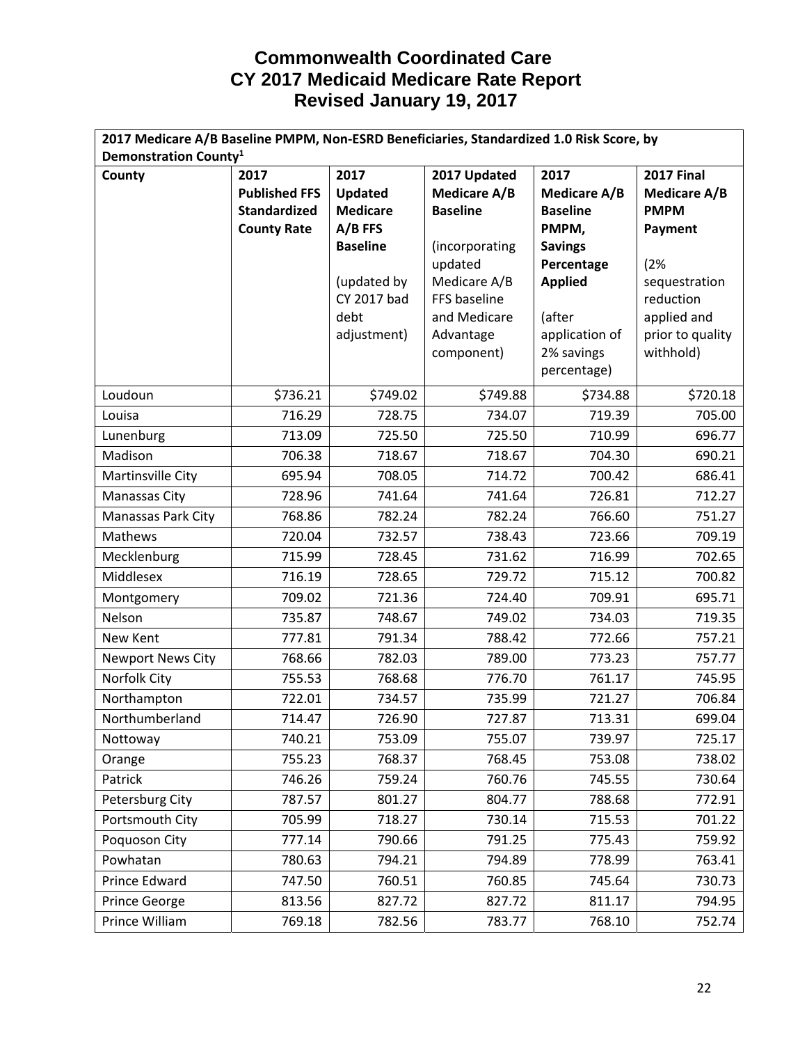# Commonwealth Coordinated Care
# CY 2017 Medicaid Medicare Rate Report
# Revised January 19, 2017

| 2017 Medicare A/B Baseline PMPM, Non-ESRD Beneficiaries, Standardized 1.0 Risk Score, by Demonstration County[1] | | | | | |
|---|---|---|---|---|---|
| **County** | **2017 Published FFS Standardized County Rate** | **2017 Updated Medicare A/B FFS Baseline** (updated by CY 2017 bad debt adjustment) | **2017 Updated Medicare A/B Baseline** (incorporating updated Medicare A/B FFS baseline and Medicare Advantage component) | **2017 Medicare A/B Baseline PMPM, Savings Percentage Applied** (after application of 2% savings percentage) | **2017 Final Medicare A/B PMPM Payment** (2% sequestration reduction applied and prior to quality withhold) |
| Loudoun | $736.21 | $749.02 | $749.88 | $734.88 | $720.18 |
| Louisa | 716.29 | 728.75 | 734.07 | 719.39 | 705.00 |
| Lunenburg | 713.09 | 725.50 | 725.50 | 710.99 | 696.77 |
| Madison | 706.38 | 718.67 | 718.67 | 704.30 | 690.21 |
| Martinsville City | 695.94 | 708.05 | 714.72 | 700.42 | 686.41 |
| Manassas City | 728.96 | 741.64 | 741.64 | 726.81 | 712.27 |
| Manassas Park City | 768.86 | 782.24 | 782.24 | 766.60 | 751.27 |
| Mathews | 720.04 | 732.57 | 738.43 | 723.66 | 709.19 |
| Mecklenburg | 715.99 | 728.45 | 731.62 | 716.99 | 702.65 |
| Middlesex | 716.19 | 728.65 | 729.72 | 715.12 | 700.82 |
| Montgomery | 709.02 | 721.36 | 724.40 | 709.91 | 695.71 |
| Nelson | 735.87 | 748.67 | 749.02 | 734.03 | 719.35 |
| New Kent | 777.81 | 791.34 | 788.42 | 772.66 | 757.21 |
| Newport News City | 768.66 | 782.03 | 789.00 | 773.23 | 757.77 |
| Norfolk City | 755.53 | 768.68 | 776.70 | 761.17 | 745.95 |
| Northampton | 722.01 | 734.57 | 735.99 | 721.27 | 706.84 |
| Northumberland | 714.47 | 726.90 | 727.87 | 713.31 | 699.04 |
| Nottoway | 740.21 | 753.09 | 755.07 | 739.97 | 725.17 |
| Orange | 755.23 | 768.37 | 768.45 | 753.08 | 738.02 |
| Patrick | 746.26 | 759.24 | 760.76 | 745.55 | 730.64 |
| Petersburg City | 787.57 | 801.27 | 804.77 | 788.68 | 772.91 |
| Portsmouth City | 705.99 | 718.27 | 730.14 | 715.53 | 701.22 |
| Poquoson City | 777.14 | 790.66 | 791.25 | 775.43 | 759.92 |
| Powhatan | 780.63 | 794.21 | 794.89 | 778.99 | 763.41 |
| Prince Edward | 747.50 | 760.51 | 760.85 | 745.64 | 730.73 |
| Prince George | 813.56 | 827.72 | 827.72 | 811.17 | 794.95 |
| Prince William | 769.18 | 782.56 | 783.77 | 768.10 | 752.74 |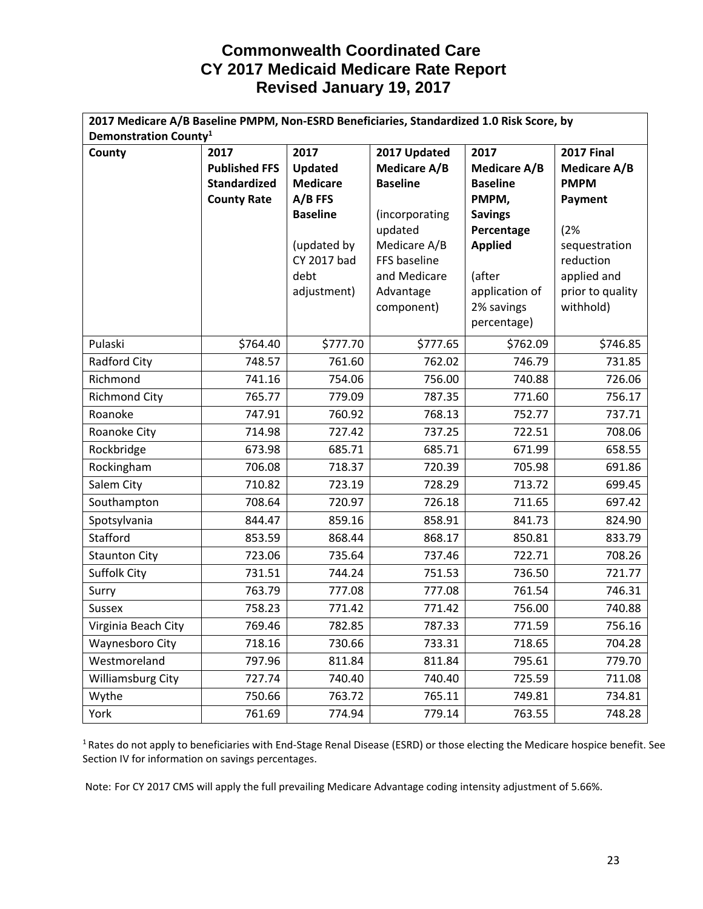# Commonwealth Coordinated Care
# CY 2017 Medicaid Medicare Rate Report
# Revised January 19, 2017

| 2017 Medicare A/B Baseline PMPM, Non-ESRD Beneficiaries, Standardized 1.0 Risk Score, by Demonstration County[1] | | | | | |
|---|---|---|---|---|---|
| **County** | **2017 Published FFS Standardized County Rate** | **2017 Updated Medicare A/B FFS Baseline** (updated by CY 2017 bad debt adjustment) | **2017 Updated Medicare A/B Baseline** (incorporating updated Medicare A/B FFS baseline and Medicare Advantage component) | **2017 Medicare A/B Baseline PMPM, Savings Percentage Applied** (after application of 2% savings percentage) | **2017 Final Medicare A/B PMPM Payment** (2% sequestration reduction applied and prior to quality withhold) |
| Pulaski | $764.40 | $777.70 | $777.65 | $762.09 | $746.85 |
| Radford City | 748.57 | 761.60 | 762.02 | 746.79 | 731.85 |
| Richmond | 741.16 | 754.06 | 756.00 | 740.88 | 726.06 |
| Richmond City | 765.77 | 779.09 | 787.35 | 771.60 | 756.17 |
| Roanoke | 747.91 | 760.92 | 768.13 | 752.77 | 737.71 |
| Roanoke City | 714.98 | 727.42 | 737.25 | 722.51 | 708.06 |
| Rockbridge | 673.98 | 685.71 | 685.71 | 671.99 | 658.55 |
| Rockingham | 706.08 | 718.37 | 720.39 | 705.98 | 691.86 |
| Salem City | 710.82 | 723.19 | 728.29 | 713.72 | 699.45 |
| Southampton | 708.64 | 720.97 | 726.18 | 711.65 | 697.42 |
| Spotsylvania | 844.47 | 859.16 | 858.91 | 841.73 | 824.90 |
| Stafford | 853.59 | 868.44 | 868.17 | 850.81 | 833.79 |
| Staunton City | 723.06 | 735.64 | 737.46 | 722.71 | 708.26 |
| Suffolk City | 731.51 | 744.24 | 751.53 | 736.50 | 721.77 |
| Surry | 763.79 | 777.08 | 777.08 | 761.54 | 746.31 |
| Sussex | 758.23 | 771.42 | 771.42 | 756.00 | 740.88 |
| Virginia Beach City | 769.46 | 782.85 | 787.33 | 771.59 | 756.16 |
| Waynesboro City | 718.16 | 730.66 | 733.31 | 718.65 | 704.28 |
| Westmoreland | 797.96 | 811.84 | 811.84 | 795.61 | 779.70 |
| Williamsburg City | 727.74 | 740.40 | 740.40 | 725.59 | 711.08 |
| Wythe | 750.66 | 763.72 | 765.11 | 749.81 | 734.81 |
| York | 761.69 | 774.94 | 779.14 | 763.55 | 748.28 |

[1] Rates do not apply to beneficiaries with End-Stage Renal Disease (ESRD) or those electing the Medicare hospice benefit. See Section IV for information on savings percentages.

Note: For CY 2017 CMS will apply the full prevailing Medicare Advantage coding intensity adjustment of 5.66%.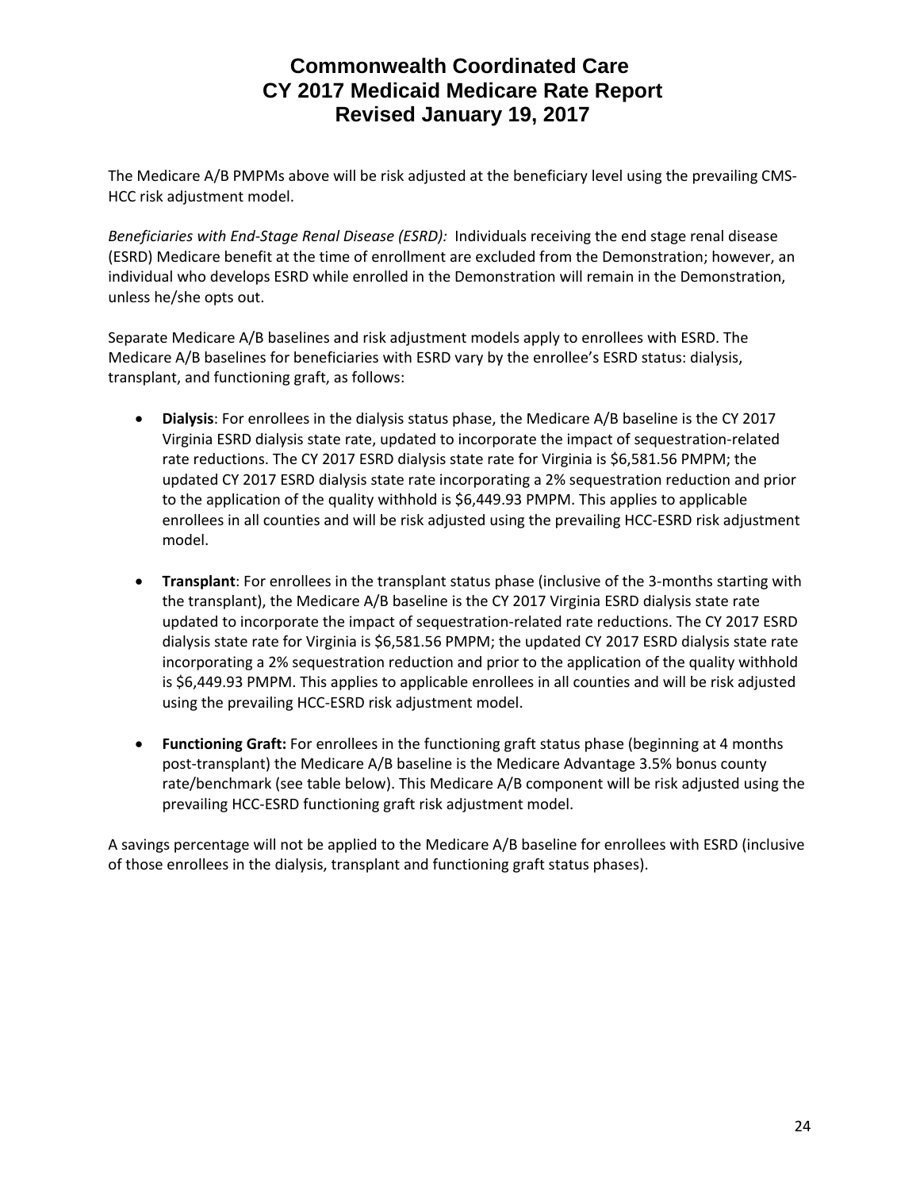The Medicare A/B PMPMs above will be risk adjusted at the beneficiary level using the prevailing CMS-HCC risk adjustment model.

*Beneficiaries with End-Stage Renal Disease (ESRD):* Individuals receiving the end stage renal disease (ESRD) Medicare benefit at the time of enrollment are excluded from the Demonstration; however, an individual who develops ESRD while enrolled in the Demonstration will remain in the Demonstration, unless he/she opts out.

Separate Medicare A/B baselines and risk adjustment models apply to enrollees with ESRD. The Medicare A/B baselines for beneficiaries with ESRD vary by the enrollee's ESRD status: dialysis, transplant, and functioning graft, as follows:

- **Dialysis**: For enrollees in the dialysis status phase, the Medicare A/B baseline is the CY 2017 Virginia ESRD dialysis state rate, updated to incorporate the impact of sequestration-related rate reductions. The CY 2017 ESRD dialysis state rate for Virginia is $6,581.56 PMPM; the updated CY 2017 ESRD dialysis state rate incorporating a 2% sequestration reduction and prior to the application of the quality withhold is $6,449.93 PMPM. This applies to applicable enrollees in all counties and will be risk adjusted using the prevailing HCC-ESRD risk adjustment model.

- **Transplant**: For enrollees in the transplant status phase (inclusive of the 3-months starting with the transplant), the Medicare A/B baseline is the CY 2017 Virginia ESRD dialysis state rate updated to incorporate the impact of sequestration-related rate reductions. The CY 2017 ESRD dialysis state rate for Virginia is $6,581.56 PMPM; the updated CY 2017 ESRD dialysis state rate incorporating a 2% sequestration reduction and prior to the application of the quality withhold is $6,449.93 PMPM. This applies to applicable enrollees in all counties and will be risk adjusted using the prevailing HCC-ESRD risk adjustment model.

- **Functioning Graft:** For enrollees in the functioning graft status phase (beginning at 4 months post-transplant) the Medicare A/B baseline is the Medicare Advantage 3.5% bonus county rate/benchmark (see table below). This Medicare A/B component will be risk adjusted using the prevailing HCC-ESRD functioning graft risk adjustment model.

A savings percentage will not be applied to the Medicare A/B baseline for enrollees with ESRD (inclusive of those enrollees in the dialysis, transplant and functioning graft status phases).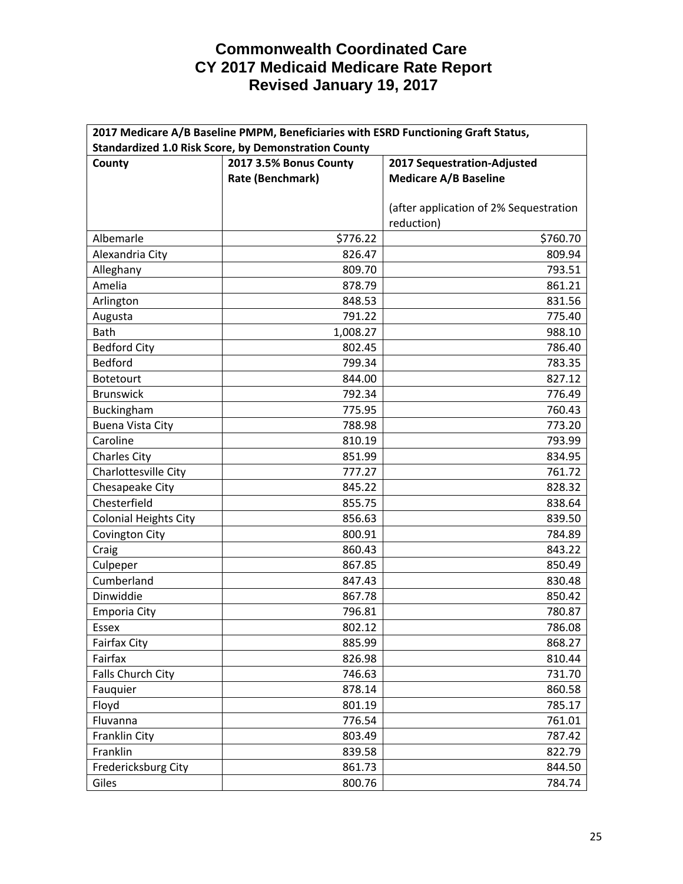# Commonwealth Coordinated Care
# CY 2017 Medicaid Medicare Rate Report
# Revised January 19, 2017

| 2017 Medicare A/B Baseline PMPM, Beneficiaries with ESRD Functioning Graft Status, Standardized 1.0 Risk Score, by Demonstration County | | |
|---|---|---|
| **County** | **2017 3.5% Bonus County Rate (Benchmark)** | **2017 Sequestration-Adjusted Medicare A/B Baseline**<br><br>(after application of 2% Sequestration reduction) |
| Albemarle | $776.22 | $760.70 |
| Alexandria City | 826.47 | 809.94 |
| Alleghany | 809.70 | 793.51 |
| Amelia | 878.79 | 861.21 |
| Arlington | 848.53 | 831.56 |
| Augusta | 791.22 | 775.40 |
| Bath | 1,008.27 | 988.10 |
| Bedford City | 802.45 | 786.40 |
| Bedford | 799.34 | 783.35 |
| Botetourt | 844.00 | 827.12 |
| Brunswick | 792.34 | 776.49 |
| Buckingham | 775.95 | 760.43 |
| Buena Vista City | 788.98 | 773.20 |
| Caroline | 810.19 | 793.99 |
| Charles City | 851.99 | 834.95 |
| Charlottesville City | 777.27 | 761.72 |
| Chesapeake City | 845.22 | 828.32 |
| Chesterfield | 855.75 | 838.64 |
| Colonial Heights City | 856.63 | 839.50 |
| Covington City | 800.91 | 784.89 |
| Craig | 860.43 | 843.22 |
| Culpeper | 867.85 | 850.49 |
| Cumberland | 847.43 | 830.48 |
| Dinwiddie | 867.78 | 850.42 |
| Emporia City | 796.81 | 780.87 |
| Essex | 802.12 | 786.08 |
| Fairfax City | 885.99 | 868.27 |
| Fairfax | 826.98 | 810.44 |
| Falls Church City | 746.63 | 731.70 |
| Fauquier | 878.14 | 860.58 |
| Floyd | 801.19 | 785.17 |
| Fluvanna | 776.54 | 761.01 |
| Franklin City | 803.49 | 787.42 |
| Franklin | 839.58 | 822.79 |
| Fredericksburg City | 861.73 | 844.50 |
| Giles | 800.76 | 784.74 |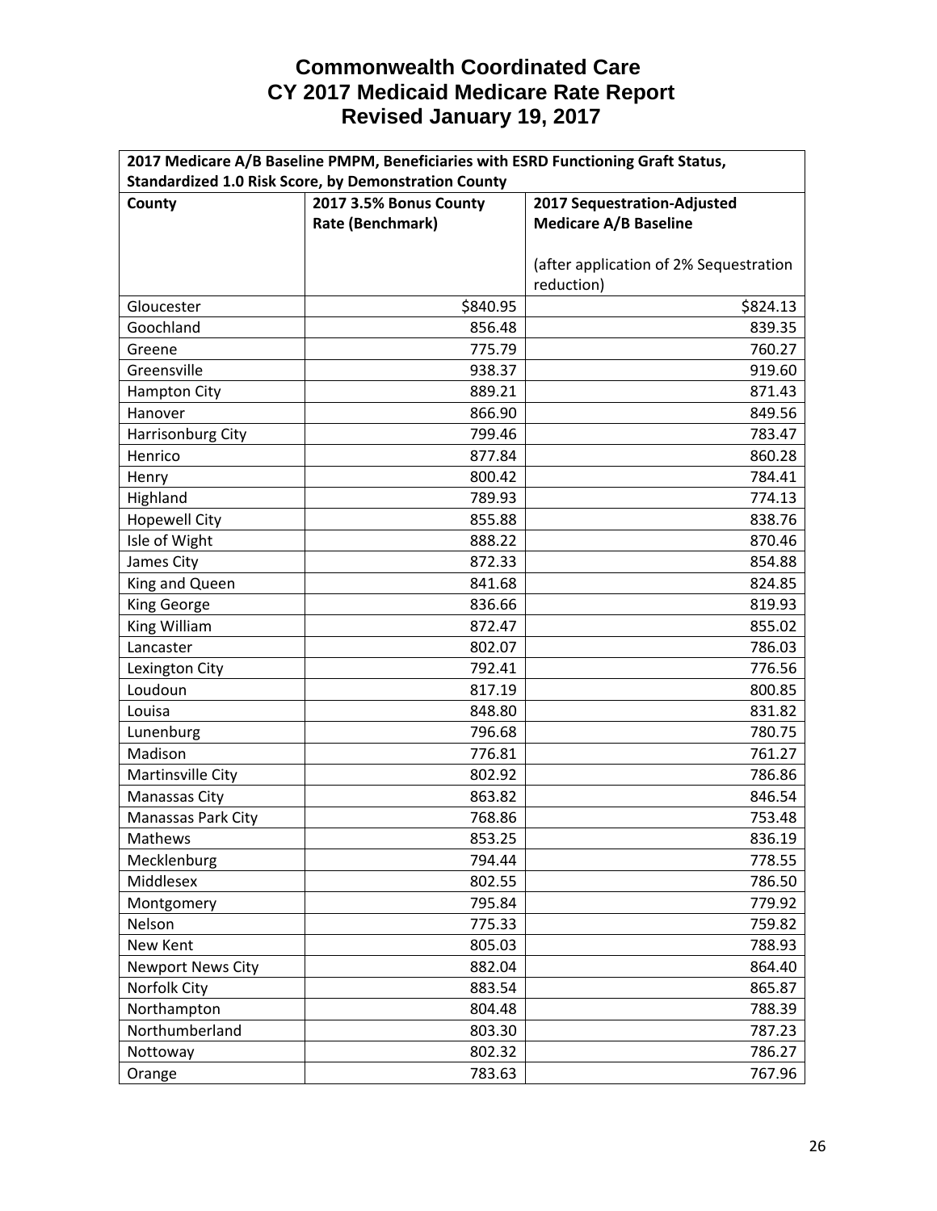# Commonwealth Coordinated Care
# CY 2017 Medicaid Medicare Rate Report
# Revised January 19, 2017

| 2017 Medicare A/B Baseline PMPM, Beneficiaries with ESRD Functioning Graft Status, Standardized 1.0 Risk Score, by Demonstration County | | |
|---|---|---|
| **County** | **2017 3.5% Bonus County Rate (Benchmark)** | **2017 Sequestration-Adjusted Medicare A/B Baseline**<br><br>(after application of 2% Sequestration reduction) |
| Gloucester | $840.95 | $824.13 |
| Goochland | 856.48 | 839.35 |
| Greene | 775.79 | 760.27 |
| Greensville | 938.37 | 919.60 |
| Hampton City | 889.21 | 871.43 |
| Hanover | 866.90 | 849.56 |
| Harrisonburg City | 799.46 | 783.47 |
| Henrico | 877.84 | 860.28 |
| Henry | 800.42 | 784.41 |
| Highland | 789.93 | 774.13 |
| Hopewell City | 855.88 | 838.76 |
| Isle of Wight | 888.22 | 870.46 |
| James City | 872.33 | 854.88 |
| King and Queen | 841.68 | 824.85 |
| King George | 836.66 | 819.93 |
| King William | 872.47 | 855.02 |
| Lancaster | 802.07 | 786.03 |
| Lexington City | 792.41 | 776.56 |
| Loudoun | 817.19 | 800.85 |
| Louisa | 848.80 | 831.82 |
| Lunenburg | 796.68 | 780.75 |
| Madison | 776.81 | 761.27 |
| Martinsville City | 802.92 | 786.86 |
| Manassas City | 863.82 | 846.54 |
| Manassas Park City | 768.86 | 753.48 |
| Mathews | 853.25 | 836.19 |
| Mecklenburg | 794.44 | 778.55 |
| Middlesex | 802.55 | 786.50 |
| Montgomery | 795.84 | 779.92 |
| Nelson | 775.33 | 759.82 |
| New Kent | 805.03 | 788.93 |
| Newport News City | 882.04 | 864.40 |
| Norfolk City | 883.54 | 865.87 |
| Northampton | 804.48 | 788.39 |
| Northumberland | 803.30 | 787.23 |
| Nottoway | 802.32 | 786.27 |
| Orange | 783.63 | 767.96 |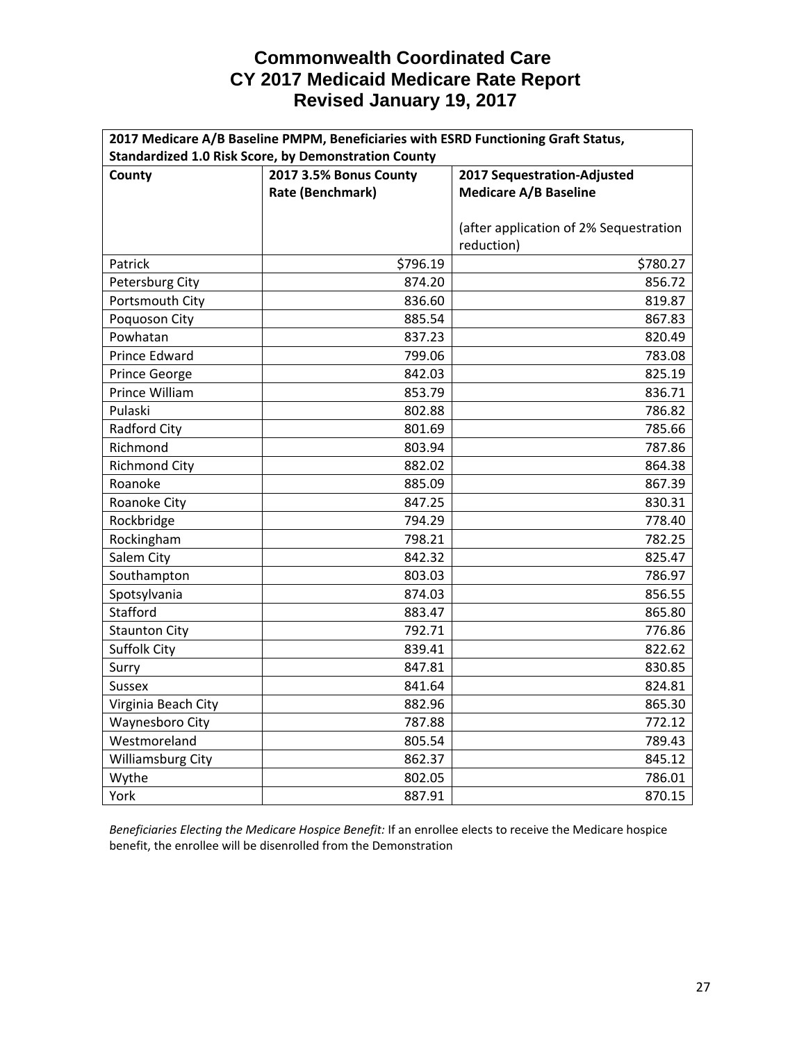# Commonwealth Coordinated Care
# CY 2017 Medicaid Medicare Rate Report
# Revised January 19, 2017

| 2017 Medicare A/B Baseline PMPM, Beneficiaries with ESRD Functioning Graft Status, Standardized 1.0 Risk Score, by Demonstration County | | |
|---|---|---|
| **County** | **2017 3.5% Bonus County Rate (Benchmark)** | **2017 Sequestration-Adjusted Medicare A/B Baseline**<br><br>(after application of 2% Sequestration reduction) |
| Patrick | $796.19 | $780.27 |
| Petersburg City | 874.20 | 856.72 |
| Portsmouth City | 836.60 | 819.87 |
| Poquoson City | 885.54 | 867.83 |
| Powhatan | 837.23 | 820.49 |
| Prince Edward | 799.06 | 783.08 |
| Prince George | 842.03 | 825.19 |
| Prince William | 853.79 | 836.71 |
| Pulaski | 802.88 | 786.82 |
| Radford City | 801.69 | 785.66 |
| Richmond | 803.94 | 787.86 |
| Richmond City | 882.02 | 864.38 |
| Roanoke | 885.09 | 867.39 |
| Roanoke City | 847.25 | 830.31 |
| Rockbridge | 794.29 | 778.40 |
| Rockingham | 798.21 | 782.25 |
| Salem City | 842.32 | 825.47 |
| Southampton | 803.03 | 786.97 |
| Spotsylvania | 874.03 | 856.55 |
| Stafford | 883.47 | 865.80 |
| Staunton City | 792.71 | 776.86 |
| Suffolk City | 839.41 | 822.62 |
| Surry | 847.81 | 830.85 |
| Sussex | 841.64 | 824.81 |
| Virginia Beach City | 882.96 | 865.30 |
| Waynesboro City | 787.88 | 772.12 |
| Westmoreland | 805.54 | 789.43 |
| Williamsburg City | 862.37 | 845.12 |
| Wythe | 802.05 | 786.01 |
| York | 887.91 | 870.15 |

*Beneficiaries Electing the Medicare Hospice Benefit:* If an enrollee elects to receive the Medicare hospice benefit, the enrollee will be disenrolled from the Demonstration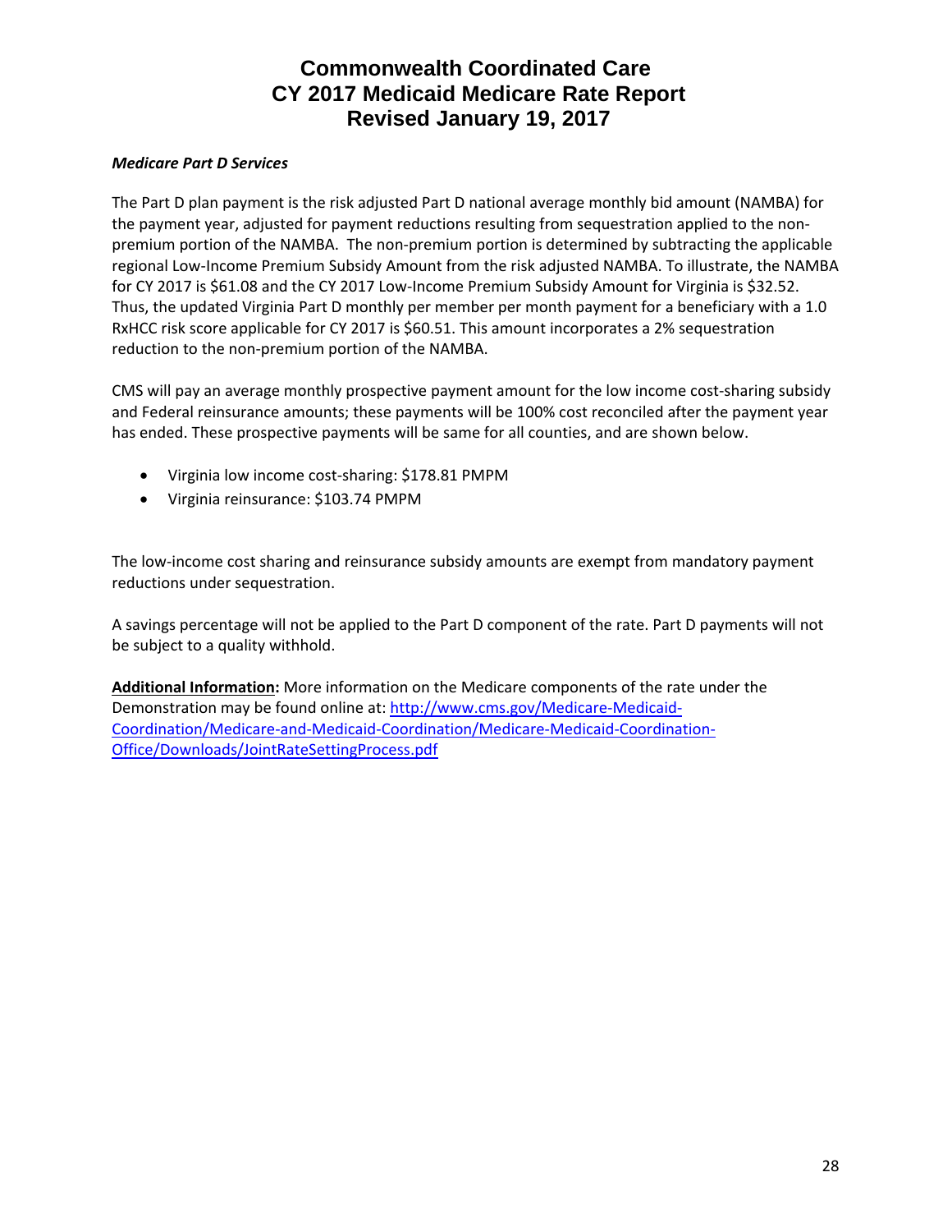***Medicare Part D Services***

The Part D plan payment is the risk adjusted Part D national average monthly bid amount (NAMBA) for the payment year, adjusted for payment reductions resulting from sequestration applied to the non-premium portion of the NAMBA. The non-premium portion is determined by subtracting the applicable regional Low-Income Premium Subsidy Amount from the risk adjusted NAMBA. To illustrate, the NAMBA for CY 2017 is $61.08 and the CY 2017 Low-Income Premium Subsidy Amount for Virginia is $32.52. Thus, the updated Virginia Part D monthly per member per month payment for a beneficiary with a 1.0 RxHCC risk score applicable for CY 2017 is $60.51. This amount incorporates a 2% sequestration reduction to the non-premium portion of the NAMBA.

CMS will pay an average monthly prospective payment amount for the low income cost-sharing subsidy and Federal reinsurance amounts; these payments will be 100% cost reconciled after the payment year has ended. These prospective payments will be same for all counties, and are shown below.

- Virginia low income cost-sharing: $178.81 PMPM
- Virginia reinsurance: $103.74 PMPM

The low-income cost sharing and reinsurance subsidy amounts are exempt from mandatory payment reductions under sequestration.

A savings percentage will not be applied to the Part D component of the rate. Part D payments will not be subject to a quality withhold.

**Additional Information:** More information on the Medicare components of the rate under the Demonstration may be found online at: http://www.cms.gov/Medicare-Medicaid-Coordination/Medicare-and-Medicaid-Coordination/Medicare-Medicaid-Coordination-Office/Downloads/JointRateSettingProcess.pdf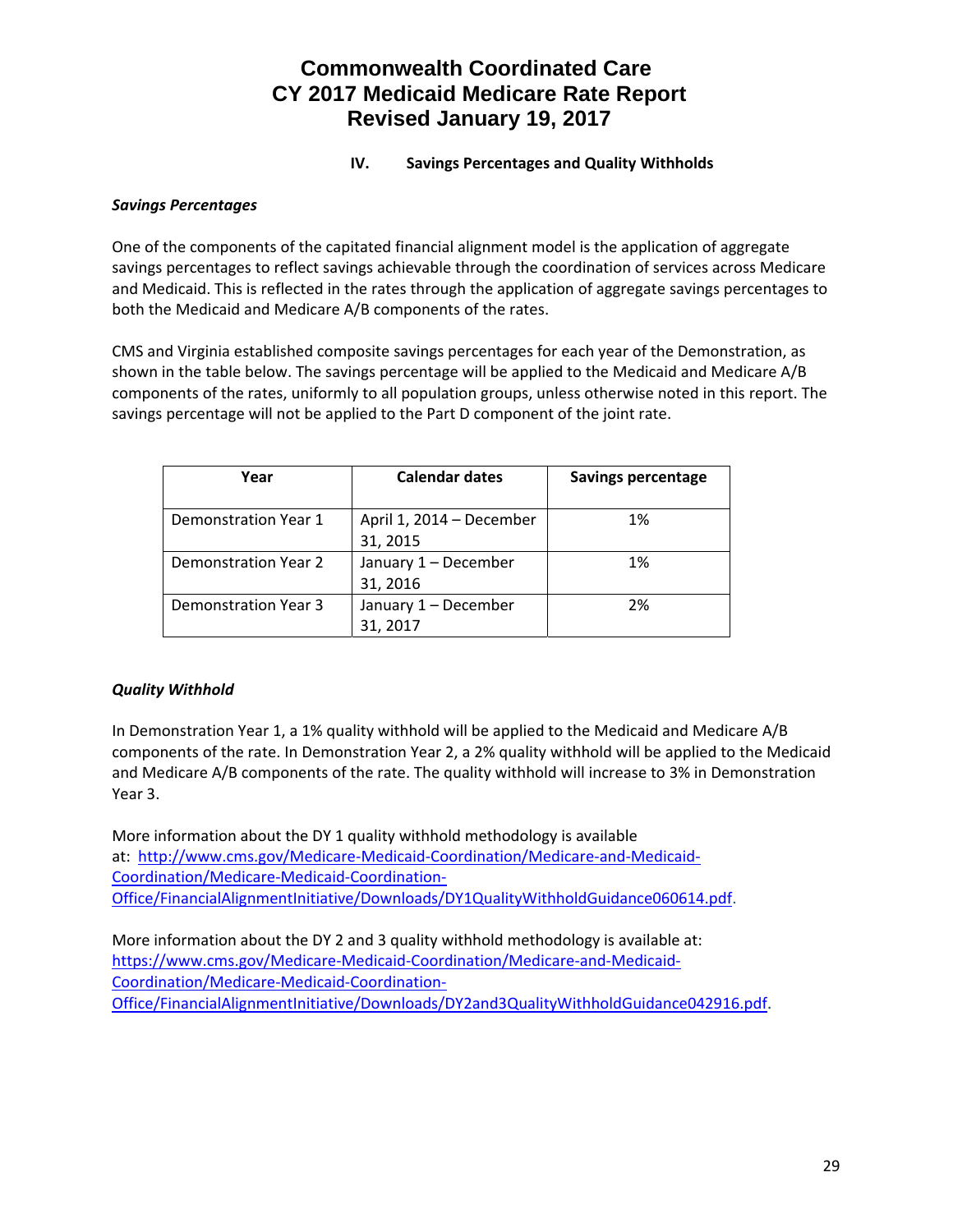# Commonwealth Coordinated Care
# CY 2017 Medicaid Medicare Rate Report
# Revised January 19, 2017

## IV. Savings Percentages and Quality Withholds

### *Savings Percentages*

One of the components of the capitated financial alignment model is the application of aggregate savings percentages to reflect savings achievable through the coordination of services across Medicare and Medicaid. This is reflected in the rates through the application of aggregate savings percentages to both the Medicaid and Medicare A/B components of the rates.

CMS and Virginia established composite savings percentages for each year of the Demonstration, as shown in the table below. The savings percentage will be applied to the Medicaid and Medicare A/B components of the rates, uniformly to all population groups, unless otherwise noted in this report. The savings percentage will not be applied to the Part D component of the joint rate.

| Year | Calendar dates | Savings percentage |
|---|---|---|
| Demonstration Year 1 | April 1, 2014 – December 31, 2015 | 1% |
| Demonstration Year 2 | January 1 – December 31, 2016 | 1% |
| Demonstration Year 3 | January 1 – December 31, 2017 | 2% |

### *Quality Withhold*

In Demonstration Year 1, a 1% quality withhold will be applied to the Medicaid and Medicare A/B components of the rate. In Demonstration Year 2, a 2% quality withhold will be applied to the Medicaid and Medicare A/B components of the rate. The quality withhold will increase to 3% in Demonstration Year 3.

More information about the DY 1 quality withhold methodology is available at: http://www.cms.gov/Medicare-Medicaid-Coordination/Medicare-and-Medicaid-Coordination/Medicare-Medicaid-Coordination-Office/FinancialAlignmentInitiative/Downloads/DY1QualityWithholdGuidance060614.pdf.

More information about the DY 2 and 3 quality withhold methodology is available at: https://www.cms.gov/Medicare-Medicaid-Coordination/Medicare-and-Medicaid-Coordination/Medicare-Medicaid-Coordination-Office/FinancialAlignmentInitiative/Downloads/DY2and3QualityWithholdGuidance042916.pdf.